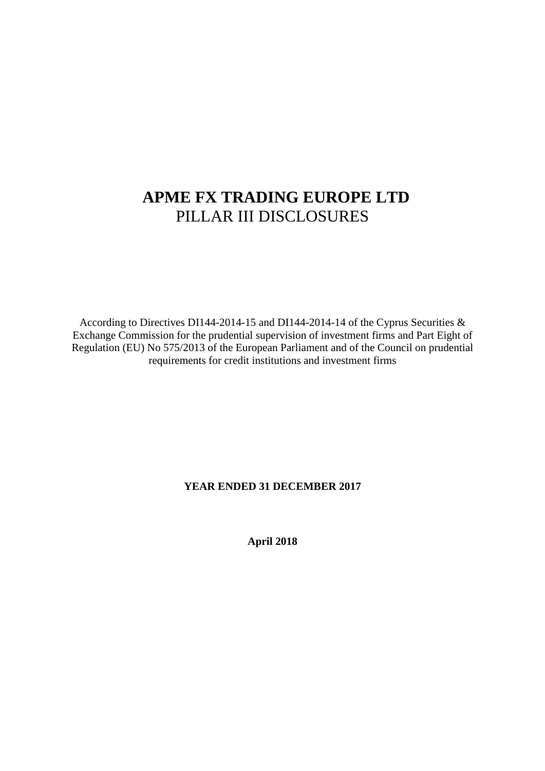# APME FX TRADING EUROPE LTD

PILLAR III DISCLOSURES

According to Directives DI144-2014-15 and DI144-2014-14 of the Cyprus Securities & Exchange Commission for the prudential supervision of investment firms and Part Eight of Regulation (EU) No 575/2013 of the European Parliament and of the Council on prudential requirements for credit institutions and investment firms

**YEAR ENDED 31 DECEMBER 2017**

**April 2018**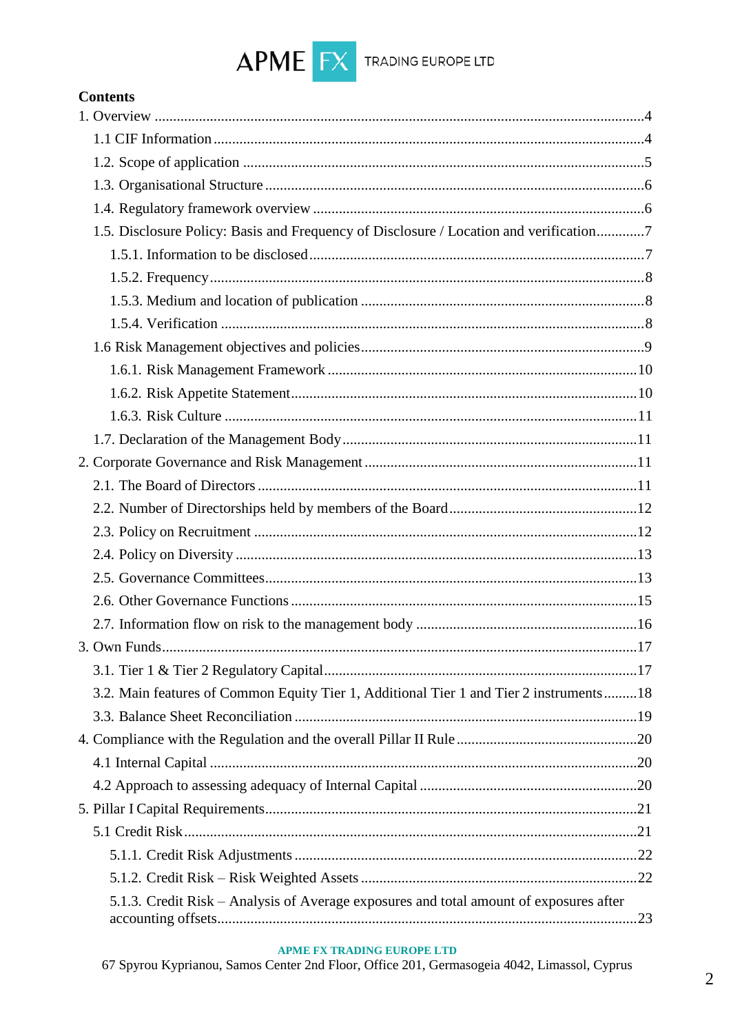## Contents

1. Overview ....4
   - 1.1 CIF Information ....4
   - 1.2. Scope of application ....5
   - 1.3. Organisational Structure ....6
   - 1.4. Regulatory framework overview ....6
   - 1.5. Disclosure Policy: Basis and Frequency of Disclosure / Location and verification ....7
     - 1.5.1. Information to be disclosed ....7
     - 1.5.2. Frequency ....8
     - 1.5.3. Medium and location of publication ....8
     - 1.5.4. Verification ....8
   - 1.6 Risk Management objectives and policies ....9
     - 1.6.1. Risk Management Framework ....10
     - 1.6.2. Risk Appetite Statement ....10
     - 1.6.3. Risk Culture ....11
   - 1.7. Declaration of the Management Body ....11
2. Corporate Governance and Risk Management ....11
   - 2.1. The Board of Directors ....11
   - 2.2. Number of Directorships held by members of the Board ....12
   - 2.3. Policy on Recruitment ....12
   - 2.4. Policy on Diversity ....13
   - 2.5. Governance Committees ....13
   - 2.6. Other Governance Functions ....15
   - 2.7. Information flow on risk to the management body ....16
3. Own Funds ....17
   - 3.1. Tier 1 & Tier 2 Regulatory Capital ....17
   - 3.2. Main features of Common Equity Tier 1, Additional Tier 1 and Tier 2 instruments ....18
   - 3.3. Balance Sheet Reconciliation ....19
4. Compliance with the Regulation and the overall Pillar II Rule ....20
   - 4.1 Internal Capital ....20
   - 4.2 Approach to assessing adequacy of Internal Capital ....20
5. Pillar I Capital Requirements ....21
   - 5.1 Credit Risk ....21
     - 5.1.1. Credit Risk Adjustments ....22
     - 5.1.2. Credit Risk – Risk Weighted Assets ....22
     - 5.1.3. Credit Risk – Analysis of Average exposures and total amount of exposures after accounting offsets ....23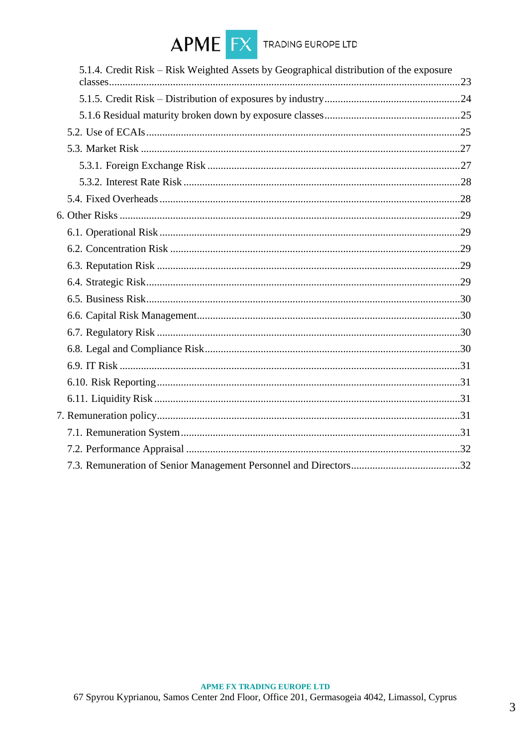5.1.4. Credit Risk – Risk Weighted Assets by Geographical distribution of the exposure classes.....23

5.1.5. Credit Risk – Distribution of exposures by industry.....24

5.1.6 Residual maturity broken down by exposure classes.....25

5.2. Use of ECAIs.....25

5.3. Market Risk.....27

5.3.1. Foreign Exchange Risk.....27

5.3.2. Interest Rate Risk.....28

5.4. Fixed Overheads.....28

6. Other Risks.....29

6.1. Operational Risk.....29

6.2. Concentration Risk.....29

6.3. Reputation Risk.....29

6.4. Strategic Risk.....29

6.5. Business Risk.....30

6.6. Capital Risk Management.....30

6.7. Regulatory Risk.....30

6.8. Legal and Compliance Risk.....30

6.9. IT Risk.....31

6.10. Risk Reporting.....31

6.11. Liquidity Risk.....31

7. Remuneration policy.....31

7.1. Remuneration System.....31

7.2. Performance Appraisal.....32

7.3. Remuneration of Senior Management Personnel and Directors.....32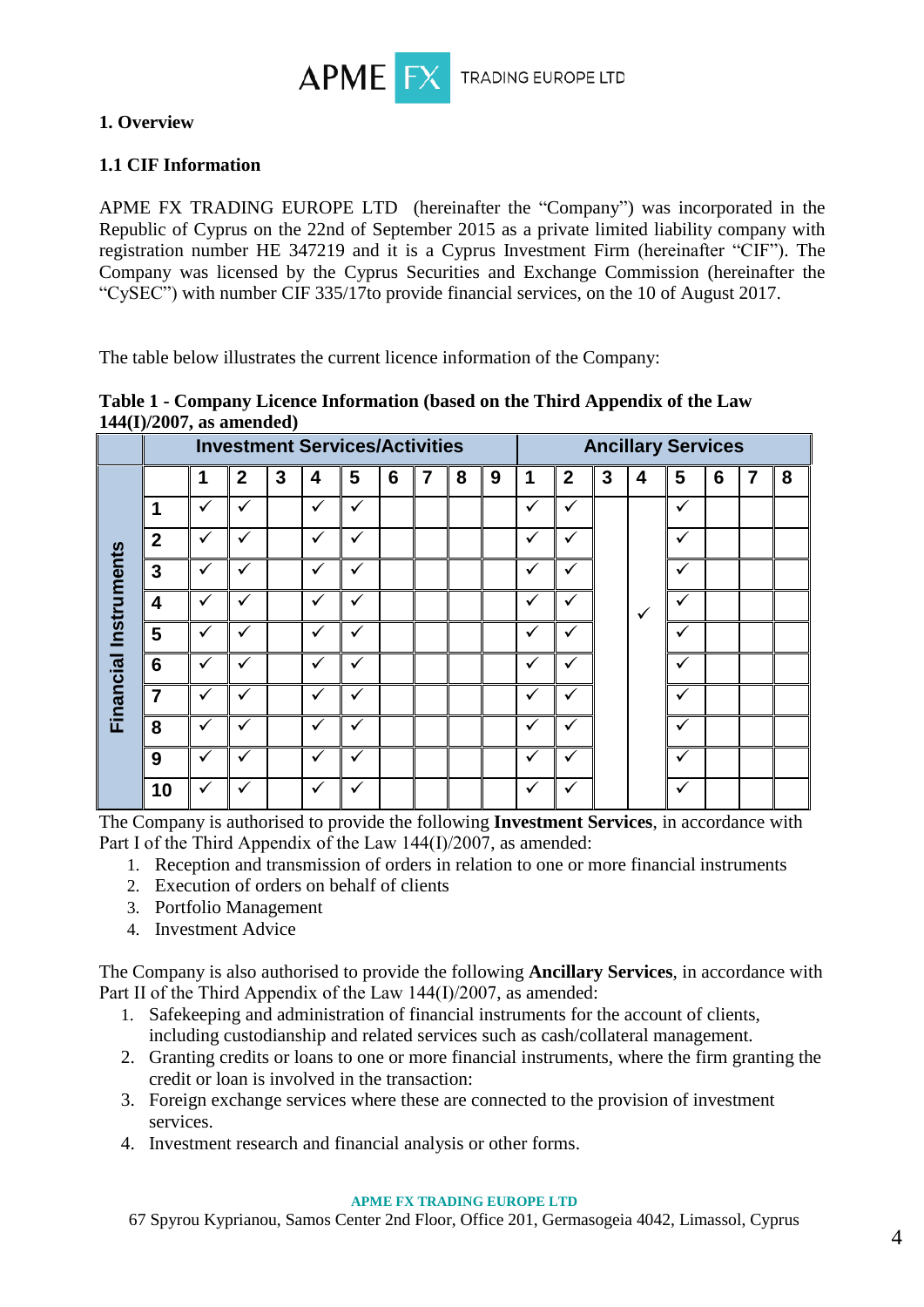## 1. Overview

### 1.1 CIF Information

APME FX TRADING EUROPE LTD (hereinafter the "Company") was incorporated in the Republic of Cyprus on the 22nd of September 2015 as a private limited liability company with registration number HE 347219 and it is a Cyprus Investment Firm (hereinafter "CIF"). The Company was licensed by the Cyprus Securities and Exchange Commission (hereinafter the "CySEC") with number CIF 335/17to provide financial services, on the 10 of August 2017.

The table below illustrates the current licence information of the Company:

**Table 1 - Company Licence Information (based on the Third Appendix of the Law 144(I)/2007, as amended)**

| | | Investment Services/Activities | | | | | | | | | Ancillary Services | | | | | | | |
|---|---|---|---|---|---|---|---|---|---|---|---|---|---|---|---|---|---|---|
| | | 1 | 2 | 3 | 4 | 5 | 6 | 7 | 8 | 9 | 1 | 2 | 3 | 4 | 5 | 6 | 7 | 8 |
| Financial Instruments | 1 | ✓ | ✓ | | ✓ | ✓ | | | | | ✓ | ✓ | | ✓ | ✓ | | | |
| | 2 | ✓ | ✓ | | ✓ | ✓ | | | | | ✓ | ✓ | | | ✓ | | | |
| | 3 | ✓ | ✓ | | ✓ | ✓ | | | | | ✓ | ✓ | | | ✓ | | | |
| | 4 | ✓ | ✓ | | ✓ | ✓ | | | | | ✓ | ✓ | | | ✓ | | | |
| | 5 | ✓ | ✓ | | ✓ | ✓ | | | | | ✓ | ✓ | | | ✓ | | | |
| | 6 | ✓ | ✓ | | ✓ | ✓ | | | | | ✓ | ✓ | | | ✓ | | | |
| | 7 | ✓ | ✓ | | ✓ | ✓ | | | | | ✓ | ✓ | | | ✓ | | | |
| | 8 | ✓ | ✓ | | ✓ | ✓ | | | | | ✓ | ✓ | | | ✓ | | | |
| | 9 | ✓ | ✓ | | ✓ | ✓ | | | | | ✓ | ✓ | | | ✓ | | | |
| | 10 | ✓ | ✓ | | ✓ | ✓ | | | | | ✓ | ✓ | | | ✓ | | | |

The Company is authorised to provide the following **Investment Services**, in accordance with Part I of the Third Appendix of the Law 144(I)/2007, as amended:

1. Reception and transmission of orders in relation to one or more financial instruments
2. Execution of orders on behalf of clients
3. Portfolio Management
4. Investment Advice

The Company is also authorised to provide the following **Ancillary Services**, in accordance with Part II of the Third Appendix of the Law 144(I)/2007, as amended:

1. Safekeeping and administration of financial instruments for the account of clients, including custodianship and related services such as cash/collateral management.
2. Granting credits or loans to one or more financial instruments, where the firm granting the credit or loan is involved in the transaction:
3. Foreign exchange services where these are connected to the provision of investment services.
4. Investment research and financial analysis or other forms.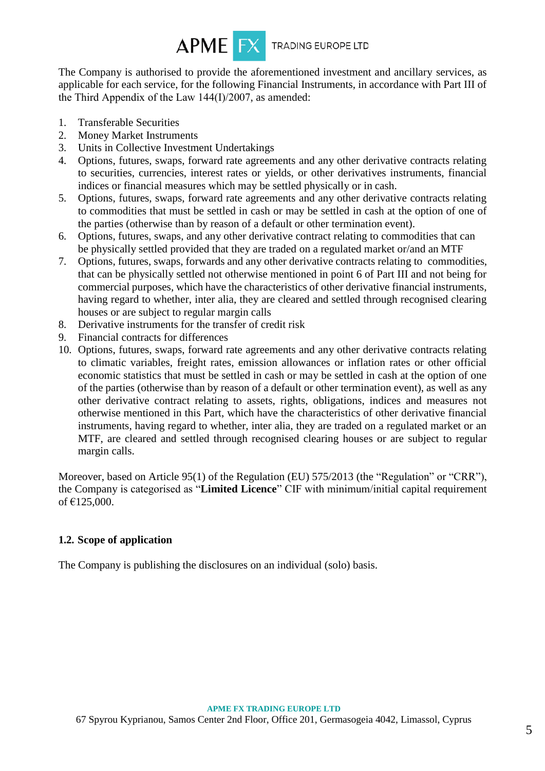The Company is authorised to provide the aforementioned investment and ancillary services, as applicable for each service, for the following Financial Instruments, in accordance with Part III of the Third Appendix of the Law 144(I)/2007, as amended:

1. Transferable Securities
2. Money Market Instruments
3. Units in Collective Investment Undertakings
4. Options, futures, swaps, forward rate agreements and any other derivative contracts relating to securities, currencies, interest rates or yields, or other derivatives instruments, financial indices or financial measures which may be settled physically or in cash.
5. Options, futures, swaps, forward rate agreements and any other derivative contracts relating to commodities that must be settled in cash or may be settled in cash at the option of one of the parties (otherwise than by reason of a default or other termination event).
6. Options, futures, swaps, and any other derivative contract relating to commodities that can be physically settled provided that they are traded on a regulated market or/and an MTF
7. Options, futures, swaps, forwards and any other derivative contracts relating to commodities, that can be physically settled not otherwise mentioned in point 6 of Part III and not being for commercial purposes, which have the characteristics of other derivative financial instruments, having regard to whether, inter alia, they are cleared and settled through recognised clearing houses or are subject to regular margin calls
8. Derivative instruments for the transfer of credit risk
9. Financial contracts for differences
10. Options, futures, swaps, forward rate agreements and any other derivative contracts relating to climatic variables, freight rates, emission allowances or inflation rates or other official economic statistics that must be settled in cash or may be settled in cash at the option of one of the parties (otherwise than by reason of a default or other termination event), as well as any other derivative contract relating to assets, rights, obligations, indices and measures not otherwise mentioned in this Part, which have the characteristics of other derivative financial instruments, having regard to whether, inter alia, they are traded on a regulated market or an MTF, are cleared and settled through recognised clearing houses or are subject to regular margin calls.

Moreover, based on Article 95(1) of the Regulation (EU) 575/2013 (the "Regulation" or "CRR"), the Company is categorised as "**Limited Licence**" CIF with minimum/initial capital requirement of €125,000.

## 1.2. Scope of application

The Company is publishing the disclosures on an individual (solo) basis.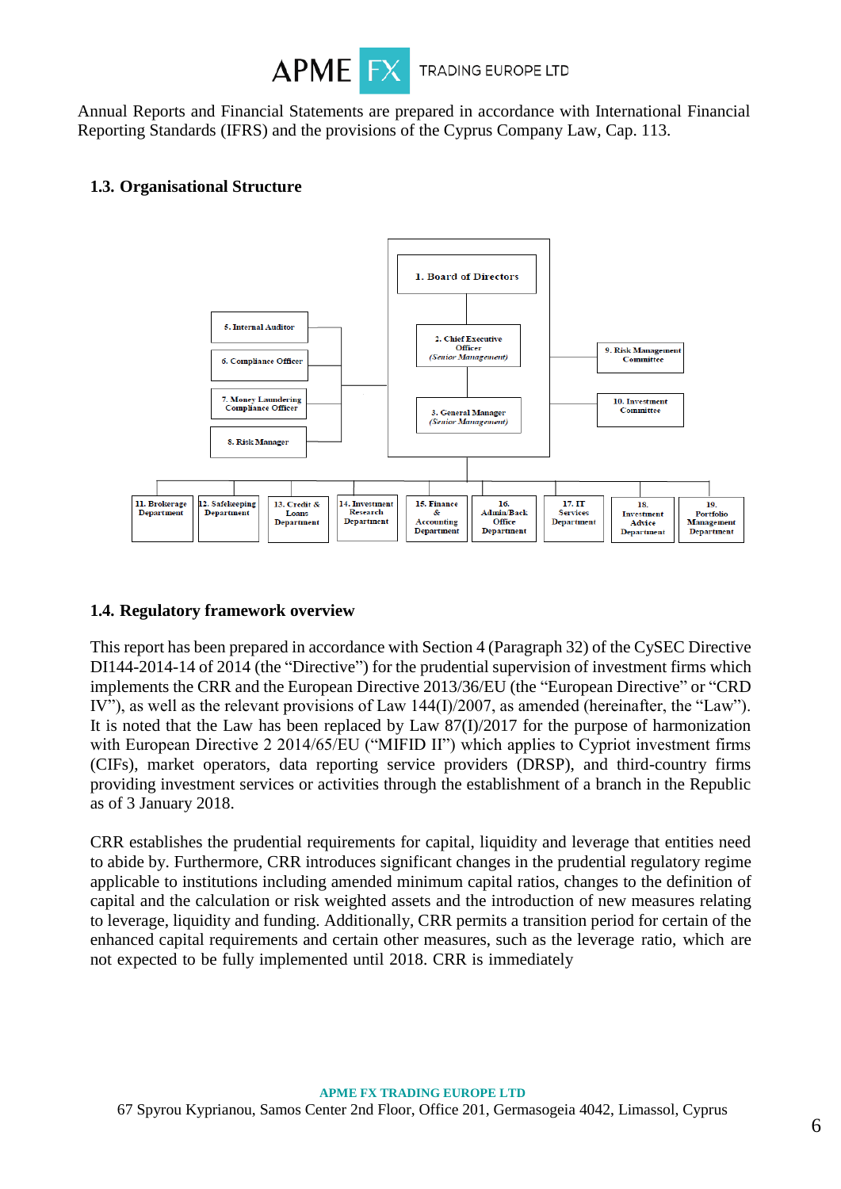Annual Reports and Financial Statements are prepared in accordance with International Financial Reporting Standards (IFRS) and the provisions of the Cyprus Company Law, Cap. 113.

### 1.3. Organisational Structure

1. Board of Directors
2. Chief Executive Officer *(Senior Management)*
3. General Manager *(Senior Management)*
5. Internal Auditor
6. Compliance Officer
7. Money Laundering Compliance Officer
8. Risk Manager
9. Risk Management Committee
10. Investment Committee
11. Brokerage Department
12. Safekeeping Department
13. Credit & Loans Department
14. Investment Research Department
15. Finance & Accounting Department
16. Admin/Back Office Department
17. IT Services Department
18. Investment Advice Department
19. Portfolio Management Department

### 1.4. Regulatory framework overview

This report has been prepared in accordance with Section 4 (Paragraph 32) of the CySEC Directive DI144-2014-14 of 2014 (the "Directive") for the prudential supervision of investment firms which implements the CRR and the European Directive 2013/36/EU (the "European Directive" or "CRD IV"), as well as the relevant provisions of Law 144(I)/2007, as amended (hereinafter, the "Law"). It is noted that the Law has been replaced by Law 87(I)/2017 for the purpose of harmonization with European Directive 2 2014/65/EU ("MIFID II") which applies to Cypriot investment firms (CIFs), market operators, data reporting service providers (DRSP), and third-country firms providing investment services or activities through the establishment of a branch in the Republic as of 3 January 2018.

CRR establishes the prudential requirements for capital, liquidity and leverage that entities need to abide by. Furthermore, CRR introduces significant changes in the prudential regulatory regime applicable to institutions including amended minimum capital ratios, changes to the definition of capital and the calculation or risk weighted assets and the introduction of new measures relating to leverage, liquidity and funding. Additionally, CRR permits a transition period for certain of the enhanced capital requirements and certain other measures, such as the leverage ratio, which are not expected to be fully implemented until 2018. CRR is immediately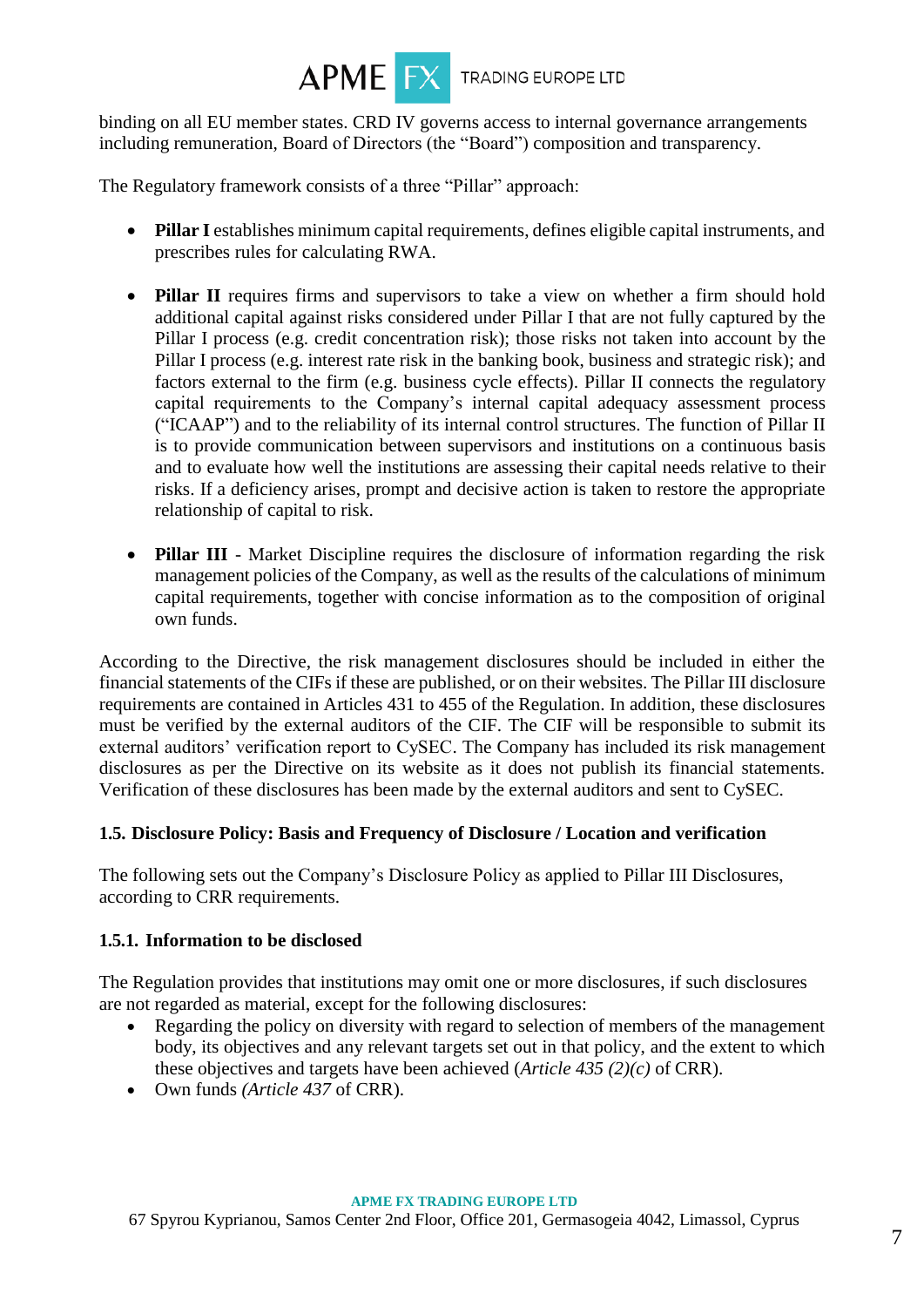binding on all EU member states. CRD IV governs access to internal governance arrangements including remuneration, Board of Directors (the "Board") composition and transparency.

The Regulatory framework consists of a three "Pillar" approach:

- **Pillar I** establishes minimum capital requirements, defines eligible capital instruments, and prescribes rules for calculating RWA.

- **Pillar II** requires firms and supervisors to take a view on whether a firm should hold additional capital against risks considered under Pillar I that are not fully captured by the Pillar I process (e.g. credit concentration risk); those risks not taken into account by the Pillar I process (e.g. interest rate risk in the banking book, business and strategic risk); and factors external to the firm (e.g. business cycle effects). Pillar II connects the regulatory capital requirements to the Company's internal capital adequacy assessment process ("ICAAP") and to the reliability of its internal control structures. The function of Pillar II is to provide communication between supervisors and institutions on a continuous basis and to evaluate how well the institutions are assessing their capital needs relative to their risks. If a deficiency arises, prompt and decisive action is taken to restore the appropriate relationship of capital to risk.

- **Pillar III** - Market Discipline requires the disclosure of information regarding the risk management policies of the Company, as well as the results of the calculations of minimum capital requirements, together with concise information as to the composition of original own funds.

According to the Directive, the risk management disclosures should be included in either the financial statements of the CIFs if these are published, or on their websites. The Pillar III disclosure requirements are contained in Articles 431 to 455 of the Regulation. In addition, these disclosures must be verified by the external auditors of the CIF. The CIF will be responsible to submit its external auditors' verification report to CySEC. The Company has included its risk management disclosures as per the Directive on its website as it does not publish its financial statements. Verification of these disclosures has been made by the external auditors and sent to CySEC.

### 1.5. Disclosure Policy: Basis and Frequency of Disclosure / Location and verification

The following sets out the Company's Disclosure Policy as applied to Pillar III Disclosures, according to CRR requirements.

#### 1.5.1. Information to be disclosed

The Regulation provides that institutions may omit one or more disclosures, if such disclosures are not regarded as material, except for the following disclosures:

- Regarding the policy on diversity with regard to selection of members of the management body, its objectives and any relevant targets set out in that policy, and the extent to which these objectives and targets have been achieved (*Article 435 (2)(c)* of CRR).
- Own funds *(Article 437* of CRR).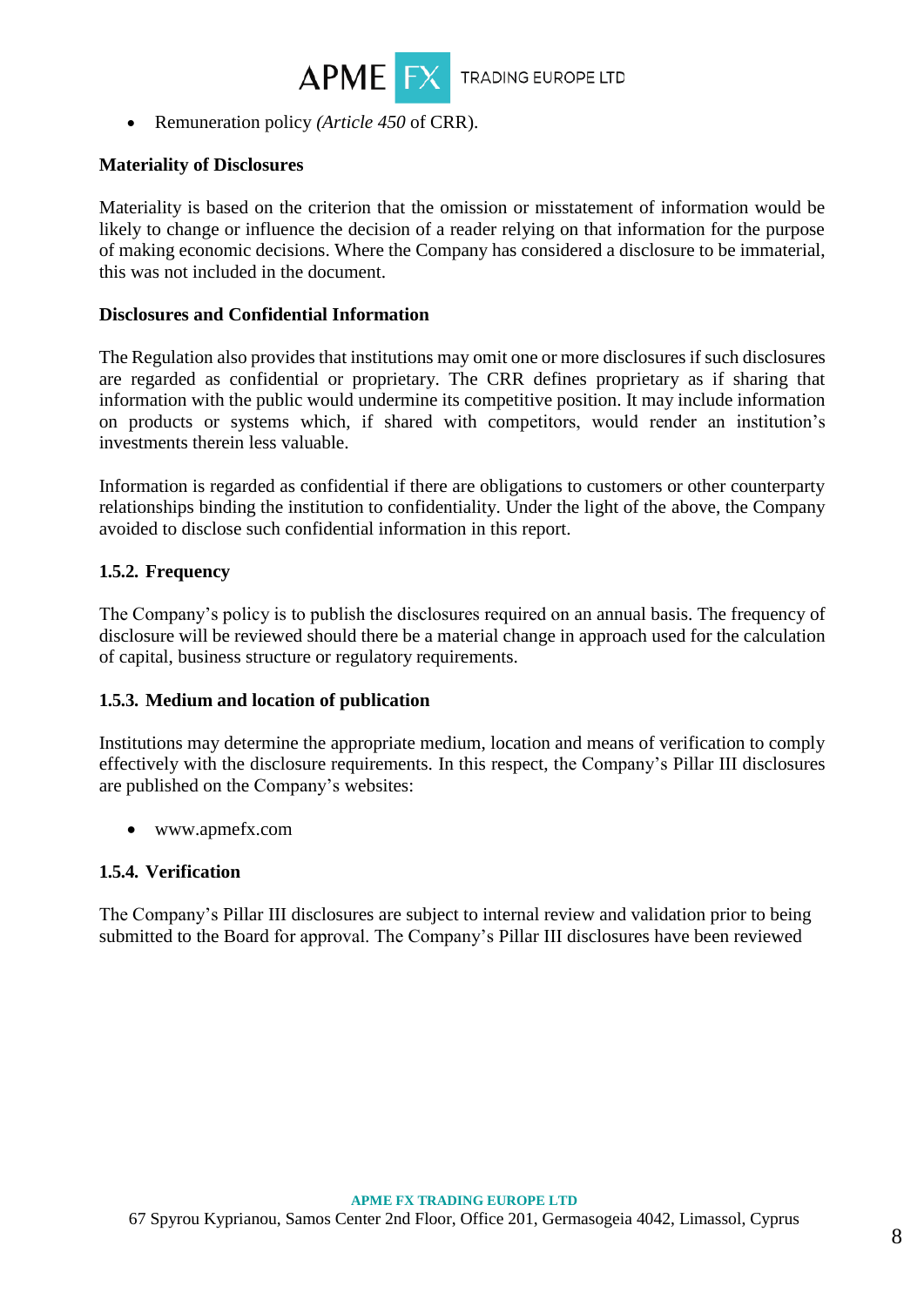- Remuneration policy *(Article 450* of CRR).

**Materiality of Disclosures**

Materiality is based on the criterion that the omission or misstatement of information would be likely to change or influence the decision of a reader relying on that information for the purpose of making economic decisions. Where the Company has considered a disclosure to be immaterial, this was not included in the document.

**Disclosures and Confidential Information**

The Regulation also provides that institutions may omit one or more disclosures if such disclosures are regarded as confidential or proprietary. The CRR defines proprietary as if sharing that information with the public would undermine its competitive position. It may include information on products or systems which, if shared with competitors, would render an institution's investments therein less valuable.

Information is regarded as confidential if there are obligations to customers or other counterparty relationships binding the institution to confidentiality. Under the light of the above, the Company avoided to disclose such confidential information in this report.

### 1.5.2. Frequency

The Company's policy is to publish the disclosures required on an annual basis. The frequency of disclosure will be reviewed should there be a material change in approach used for the calculation of capital, business structure or regulatory requirements.

### 1.5.3. Medium and location of publication

Institutions may determine the appropriate medium, location and means of verification to comply effectively with the disclosure requirements. In this respect, the Company's Pillar III disclosures are published on the Company's websites:

- www.apmefx.com

### 1.5.4. Verification

The Company's Pillar III disclosures are subject to internal review and validation prior to being submitted to the Board for approval. The Company's Pillar III disclosures have been reviewed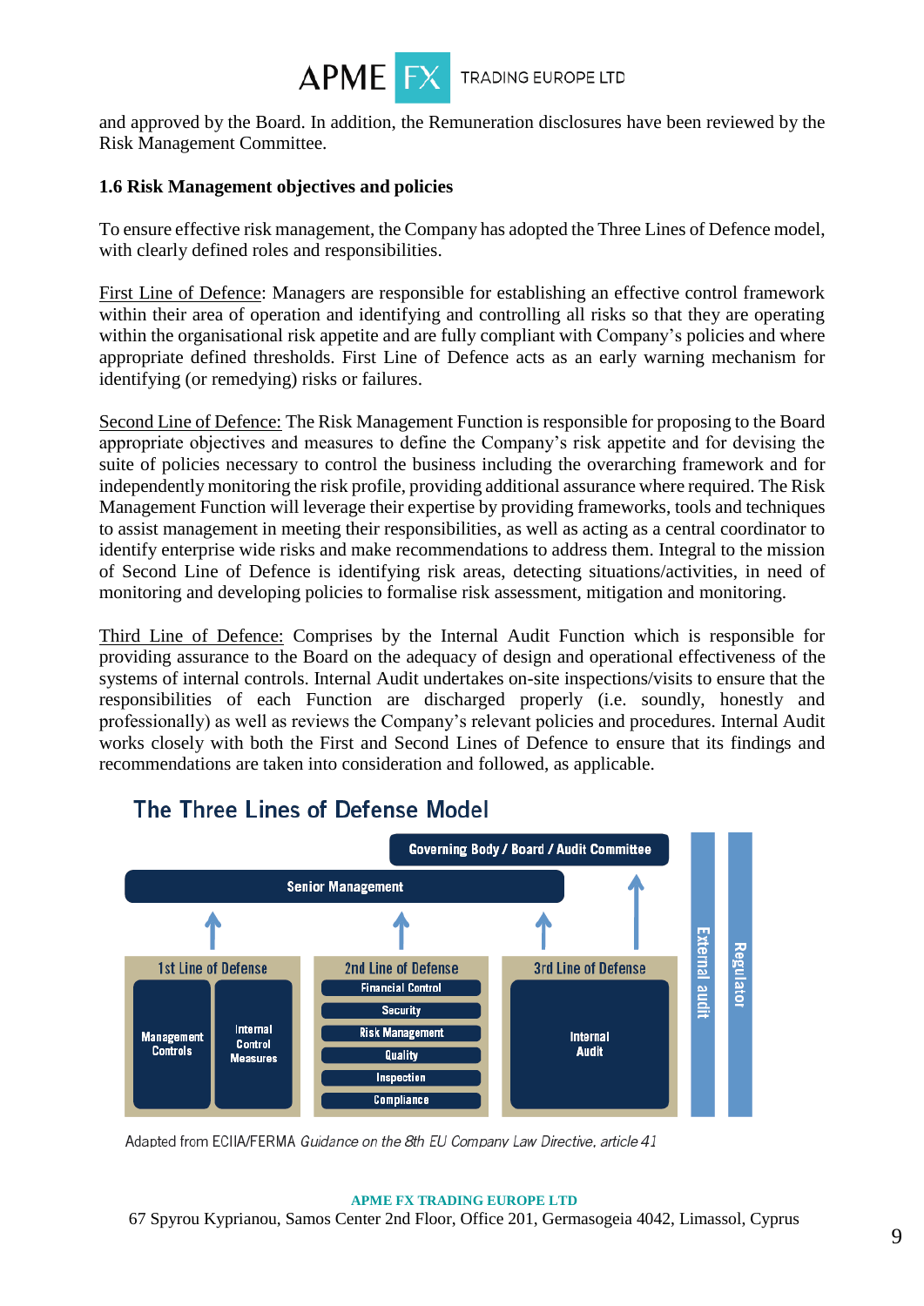and approved by the Board. In addition, the Remuneration disclosures have been reviewed by the Risk Management Committee.

## 1.6 Risk Management objectives and policies

To ensure effective risk management, the Company has adopted the Three Lines of Defence model, with clearly defined roles and responsibilities.

First Line of Defence: Managers are responsible for establishing an effective control framework within their area of operation and identifying and controlling all risks so that they are operating within the organisational risk appetite and are fully compliant with Company's policies and where appropriate defined thresholds. First Line of Defence acts as an early warning mechanism for identifying (or remedying) risks or failures.

Second Line of Defence: The Risk Management Function is responsible for proposing to the Board appropriate objectives and measures to define the Company's risk appetite and for devising the suite of policies necessary to control the business including the overarching framework and for independently monitoring the risk profile, providing additional assurance where required. The Risk Management Function will leverage their expertise by providing frameworks, tools and techniques to assist management in meeting their responsibilities, as well as acting as a central coordinator to identify enterprise wide risks and make recommendations to address them. Integral to the mission of Second Line of Defence is identifying risk areas, detecting situations/activities, in need of monitoring and developing policies to formalise risk assessment, mitigation and monitoring.

Third Line of Defence: Comprises by the Internal Audit Function which is responsible for providing assurance to the Board on the adequacy of design and operational effectiveness of the systems of internal controls. Internal Audit undertakes on-site inspections/visits to ensure that the responsibilities of each Function are discharged properly (i.e. soundly, honestly and professionally) as well as reviews the Company's relevant policies and procedures. Internal Audit works closely with both the First and Second Lines of Defence to ensure that its findings and recommendations are taken into consideration and followed, as applicable.

The Three Lines of Defense Model

- Governing Body / Board / Audit Committee
- Senior Management
- 1st Line of Defense: Management Controls; Internal Control Measures
- 2nd Line of Defense: Financial Control; Security; Risk Management; Quality; Inspection; Compliance
- 3rd Line of Defense: Internal Audit
- External audit
- Regulator

Adapted from ECIIA/FERMA *Guidance on the 8th EU Company Law Directive, article 41*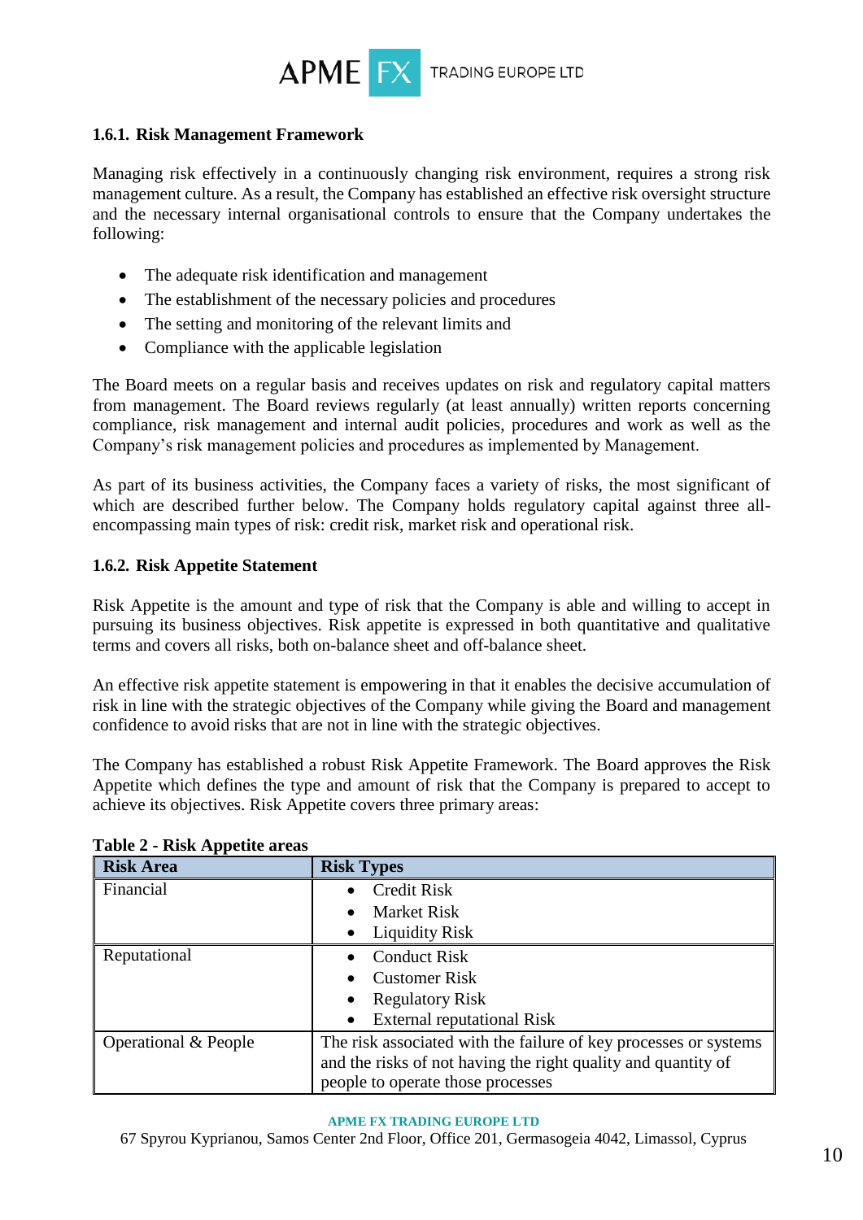### 1.6.1. Risk Management Framework

Managing risk effectively in a continuously changing risk environment, requires a strong risk management culture. As a result, the Company has established an effective risk oversight structure and the necessary internal organisational controls to ensure that the Company undertakes the following:

- The adequate risk identification and management
- The establishment of the necessary policies and procedures
- The setting and monitoring of the relevant limits and
- Compliance with the applicable legislation

The Board meets on a regular basis and receives updates on risk and regulatory capital matters from management. The Board reviews regularly (at least annually) written reports concerning compliance, risk management and internal audit policies, procedures and work as well as the Company's risk management policies and procedures as implemented by Management.

As part of its business activities, the Company faces a variety of risks, the most significant of which are described further below. The Company holds regulatory capital against three all-encompassing main types of risk: credit risk, market risk and operational risk.

### 1.6.2. Risk Appetite Statement

Risk Appetite is the amount and type of risk that the Company is able and willing to accept in pursuing its business objectives. Risk appetite is expressed in both quantitative and qualitative terms and covers all risks, both on-balance sheet and off-balance sheet.

An effective risk appetite statement is empowering in that it enables the decisive accumulation of risk in line with the strategic objectives of the Company while giving the Board and management confidence to avoid risks that are not in line with the strategic objectives.

The Company has established a robust Risk Appetite Framework. The Board approves the Risk Appetite which defines the type and amount of risk that the Company is prepared to accept to achieve its objectives. Risk Appetite covers three primary areas:

**Table 2 - Risk Appetite areas**

| Risk Area | Risk Types |
|---|---|
| Financial | • Credit Risk<br>• Market Risk<br>• Liquidity Risk |
| Reputational | • Conduct Risk<br>• Customer Risk<br>• Regulatory Risk<br>• External reputational Risk |
| Operational & People | The risk associated with the failure of key processes or systems and the risks of not having the right quality and quantity of people to operate those processes |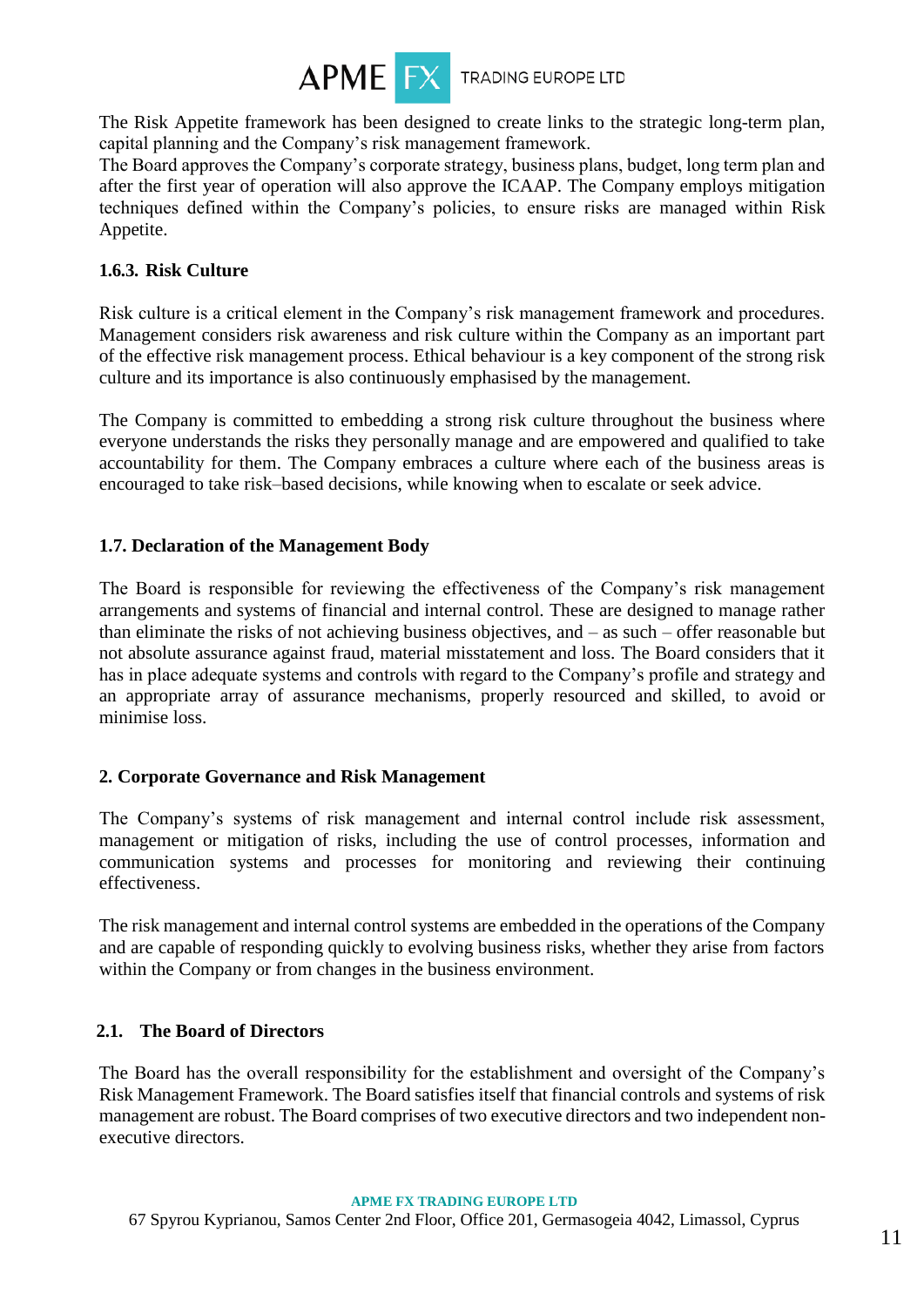The Risk Appetite framework has been designed to create links to the strategic long-term plan, capital planning and the Company's risk management framework.

The Board approves the Company's corporate strategy, business plans, budget, long term plan and after the first year of operation will also approve the ICAAP. The Company employs mitigation techniques defined within the Company's policies, to ensure risks are managed within Risk Appetite.

#### 1.6.3. Risk Culture

Risk culture is a critical element in the Company's risk management framework and procedures. Management considers risk awareness and risk culture within the Company as an important part of the effective risk management process. Ethical behaviour is a key component of the strong risk culture and its importance is also continuously emphasised by the management.

The Company is committed to embedding a strong risk culture throughout the business where everyone understands the risks they personally manage and are empowered and qualified to take accountability for them. The Company embraces a culture where each of the business areas is encouraged to take risk–based decisions, while knowing when to escalate or seek advice.

### 1.7. Declaration of the Management Body

The Board is responsible for reviewing the effectiveness of the Company's risk management arrangements and systems of financial and internal control. These are designed to manage rather than eliminate the risks of not achieving business objectives, and – as such – offer reasonable but not absolute assurance against fraud, material misstatement and loss. The Board considers that it has in place adequate systems and controls with regard to the Company's profile and strategy and an appropriate array of assurance mechanisms, properly resourced and skilled, to avoid or minimise loss.

## 2. Corporate Governance and Risk Management

The Company's systems of risk management and internal control include risk assessment, management or mitigation of risks, including the use of control processes, information and communication systems and processes for monitoring and reviewing their continuing effectiveness.

The risk management and internal control systems are embedded in the operations of the Company and are capable of responding quickly to evolving business risks, whether they arise from factors within the Company or from changes in the business environment.

### 2.1. The Board of Directors

The Board has the overall responsibility for the establishment and oversight of the Company's Risk Management Framework. The Board satisfies itself that financial controls and systems of risk management are robust. The Board comprises of two executive directors and two independent non-executive directors.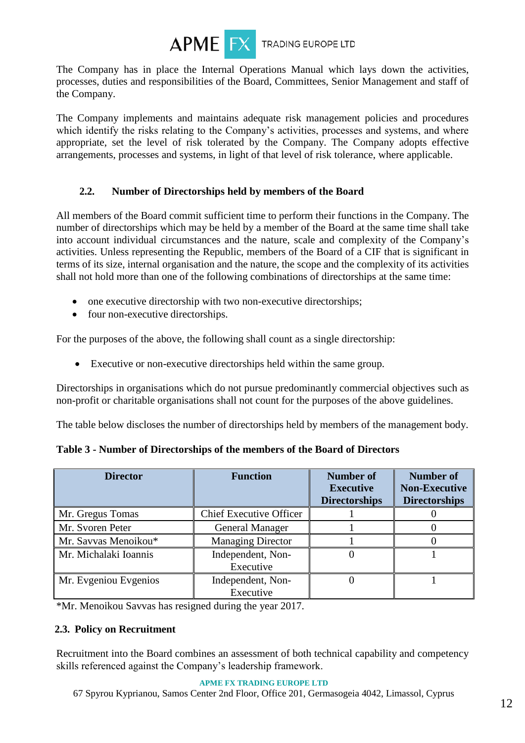The Company has in place the Internal Operations Manual which lays down the activities, processes, duties and responsibilities of the Board, Committees, Senior Management and staff of the Company.

The Company implements and maintains adequate risk management policies and procedures which identify the risks relating to the Company's activities, processes and systems, and where appropriate, set the level of risk tolerated by the Company. The Company adopts effective arrangements, processes and systems, in light of that level of risk tolerance, where applicable.

### 2.2. Number of Directorships held by members of the Board

All members of the Board commit sufficient time to perform their functions in the Company. The number of directorships which may be held by a member of the Board at the same time shall take into account individual circumstances and the nature, scale and complexity of the Company's activities. Unless representing the Republic, members of the Board of a CIF that is significant in terms of its size, internal organisation and the nature, the scope and the complexity of its activities shall not hold more than one of the following combinations of directorships at the same time:

- one executive directorship with two non-executive directorships;
- four non-executive directorships.

For the purposes of the above, the following shall count as a single directorship:

- Executive or non-executive directorships held within the same group.

Directorships in organisations which do not pursue predominantly commercial objectives such as non-profit or charitable organisations shall not count for the purposes of the above guidelines.

The table below discloses the number of directorships held by members of the management body.

**Table 3 - Number of Directorships of the members of the Board of Directors**

| Director | Function | Number of Executive Directorships | Number of Non-Executive Directorships |
|---|---|---|---|
| Mr. Gregus Tomas | Chief Executive Officer | 1 | 0 |
| Mr. Svoren Peter | General Manager | 1 | 0 |
| Mr. Savvas Menoikou* | Managing Director | 1 | 0 |
| Mr. Michalaki Ioannis | Independent, Non-Executive | 0 | 1 |
| Mr. Evgeniou Evgenios | Independent, Non-Executive | 0 | 1 |

*Mr. Menoikou Savvas has resigned during the year 2017.

### 2.3. Policy on Recruitment

Recruitment into the Board combines an assessment of both technical capability and competency skills referenced against the Company's leadership framework.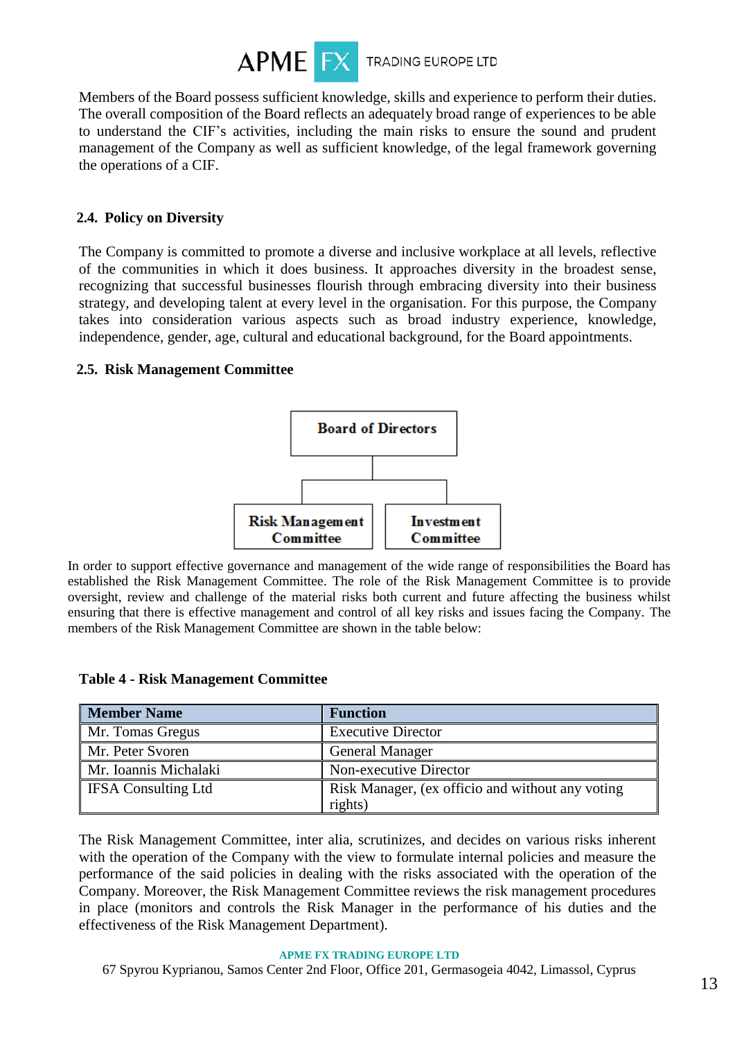Members of the Board possess sufficient knowledge, skills and experience to perform their duties. The overall composition of the Board reflects an adequately broad range of experiences to be able to understand the CIF's activities, including the main risks to ensure the sound and prudent management of the Company as well as sufficient knowledge, of the legal framework governing the operations of a CIF.

## 2.4. Policy on Diversity

The Company is committed to promote a diverse and inclusive workplace at all levels, reflective of the communities in which it does business. It approaches diversity in the broadest sense, recognizing that successful businesses flourish through embracing diversity into their business strategy, and developing talent at every level in the organisation. For this purpose, the Company takes into consideration various aspects such as broad industry experience, knowledge, independence, gender, age, cultural and educational background, for the Board appointments.

## 2.5. Risk Management Committee

Board of Directors

Risk Management Committee | Investment Committee

In order to support effective governance and management of the wide range of responsibilities the Board has established the Risk Management Committee. The role of the Risk Management Committee is to provide oversight, review and challenge of the material risks both current and future affecting the business whilst ensuring that there is effective management and control of all key risks and issues facing the Company. The members of the Risk Management Committee are shown in the table below:

**Table 4 - Risk Management Committee**

| Member Name | Function |
|---|---|
| Mr. Tomas Gregus | Executive Director |
| Mr. Peter Svoren | General Manager |
| Mr. Ioannis Michalaki | Non-executive Director |
| IFSA Consulting Ltd | Risk Manager, (ex officio and without any voting rights) |

The Risk Management Committee, inter alia, scrutinizes, and decides on various risks inherent with the operation of the Company with the view to formulate internal policies and measure the performance of the said policies in dealing with the risks associated with the operation of the Company. Moreover, the Risk Management Committee reviews the risk management procedures in place (monitors and controls the Risk Manager in the performance of his duties and the effectiveness of the Risk Management Department).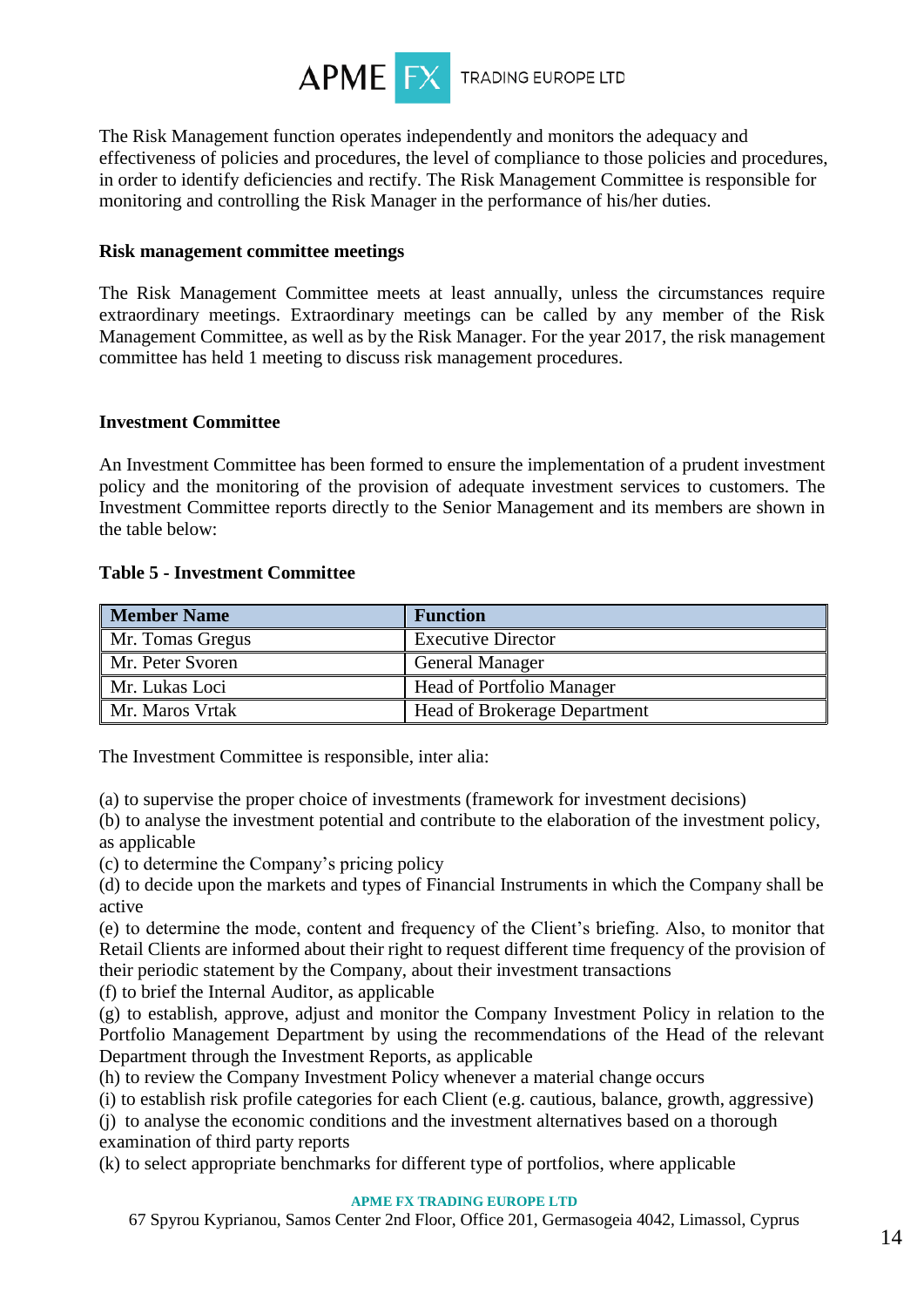The Risk Management function operates independently and monitors the adequacy and effectiveness of policies and procedures, the level of compliance to those policies and procedures, in order to identify deficiencies and rectify. The Risk Management Committee is responsible for monitoring and controlling the Risk Manager in the performance of his/her duties.

**Risk management committee meetings**

The Risk Management Committee meets at least annually, unless the circumstances require extraordinary meetings. Extraordinary meetings can be called by any member of the Risk Management Committee, as well as by the Risk Manager. For the year 2017, the risk management committee has held 1 meeting to discuss risk management procedures.

**Investment Committee**

An Investment Committee has been formed to ensure the implementation of a prudent investment policy and the monitoring of the provision of adequate investment services to customers. The Investment Committee reports directly to the Senior Management and its members are shown in the table below:

**Table 5 - Investment Committee**

| Member Name | Function |
|---|---|
| Mr. Tomas Gregus | Executive Director |
| Mr. Peter Svoren | General Manager |
| Mr. Lukas Loci | Head of Portfolio Manager |
| Mr. Maros Vrtak | Head of Brokerage Department |

The Investment Committee is responsible, inter alia:

(a) to supervise the proper choice of investments (framework for investment decisions)
(b) to analyse the investment potential and contribute to the elaboration of the investment policy, as applicable
(c) to determine the Company's pricing policy
(d) to decide upon the markets and types of Financial Instruments in which the Company shall be active
(e) to determine the mode, content and frequency of the Client's briefing. Also, to monitor that Retail Clients are informed about their right to request different time frequency of the provision of their periodic statement by the Company, about their investment transactions
(f) to brief the Internal Auditor, as applicable
(g) to establish, approve, adjust and monitor the Company Investment Policy in relation to the Portfolio Management Department by using the recommendations of the Head of the relevant Department through the Investment Reports, as applicable
(h) to review the Company Investment Policy whenever a material change occurs
(i) to establish risk profile categories for each Client (e.g. cautious, balance, growth, aggressive)
(j) to analyse the economic conditions and the investment alternatives based on a thorough examination of third party reports
(k) to select appropriate benchmarks for different type of portfolios, where applicable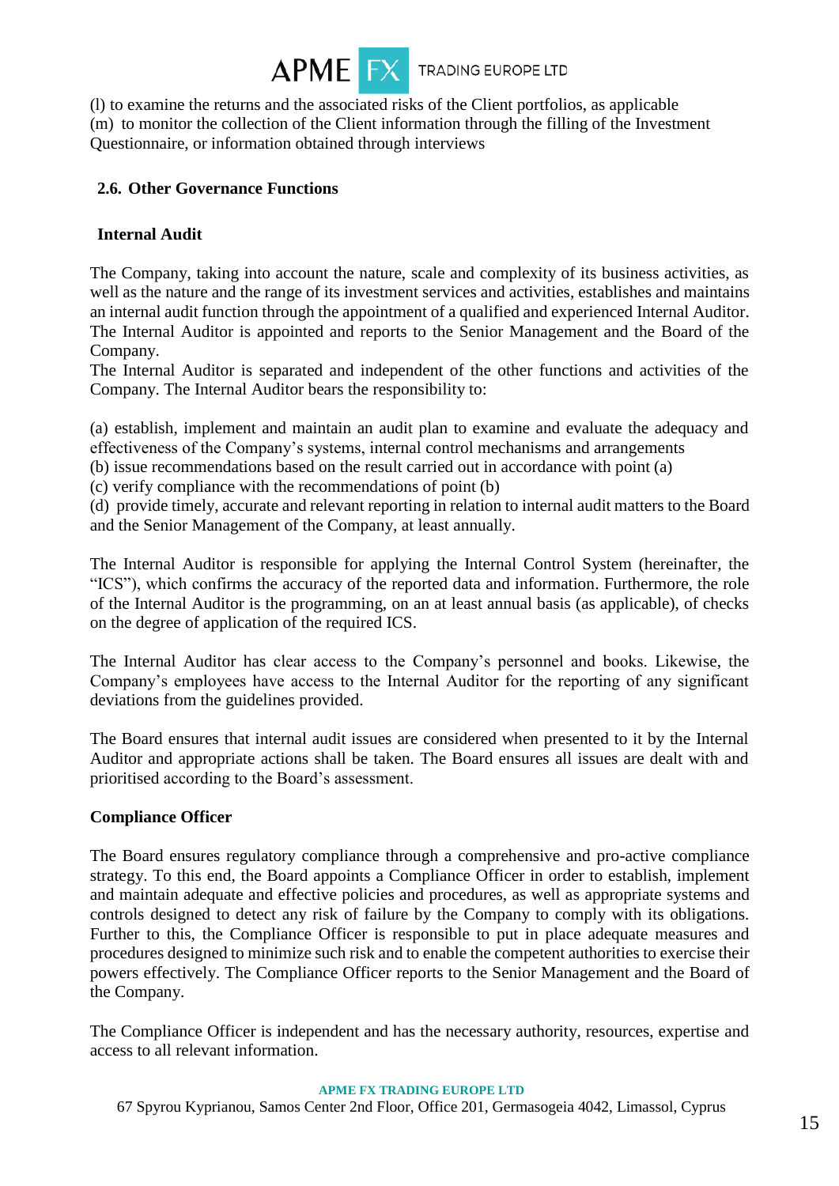(l) to examine the returns and the associated risks of the Client portfolios, as applicable
(m) to monitor the collection of the Client information through the filling of the Investment Questionnaire, or information obtained through interviews

### 2.6. Other Governance Functions

#### Internal Audit

The Company, taking into account the nature, scale and complexity of its business activities, as well as the nature and the range of its investment services and activities, establishes and maintains an internal audit function through the appointment of a qualified and experienced Internal Auditor. The Internal Auditor is appointed and reports to the Senior Management and the Board of the Company.
The Internal Auditor is separated and independent of the other functions and activities of the Company. The Internal Auditor bears the responsibility to:

(a) establish, implement and maintain an audit plan to examine and evaluate the adequacy and effectiveness of the Company's systems, internal control mechanisms and arrangements
(b) issue recommendations based on the result carried out in accordance with point (a)
(c) verify compliance with the recommendations of point (b)
(d) provide timely, accurate and relevant reporting in relation to internal audit matters to the Board and the Senior Management of the Company, at least annually.

The Internal Auditor is responsible for applying the Internal Control System (hereinafter, the "ICS"), which confirms the accuracy of the reported data and information. Furthermore, the role of the Internal Auditor is the programming, on an at least annual basis (as applicable), of checks on the degree of application of the required ICS.

The Internal Auditor has clear access to the Company's personnel and books. Likewise, the Company's employees have access to the Internal Auditor for the reporting of any significant deviations from the guidelines provided.

The Board ensures that internal audit issues are considered when presented to it by the Internal Auditor and appropriate actions shall be taken. The Board ensures all issues are dealt with and prioritised according to the Board's assessment.

#### Compliance Officer

The Board ensures regulatory compliance through a comprehensive and pro-active compliance strategy. To this end, the Board appoints a Compliance Officer in order to establish, implement and maintain adequate and effective policies and procedures, as well as appropriate systems and controls designed to detect any risk of failure by the Company to comply with its obligations. Further to this, the Compliance Officer is responsible to put in place adequate measures and procedures designed to minimize such risk and to enable the competent authorities to exercise their powers effectively. The Compliance Officer reports to the Senior Management and the Board of the Company.

The Compliance Officer is independent and has the necessary authority, resources, expertise and access to all relevant information.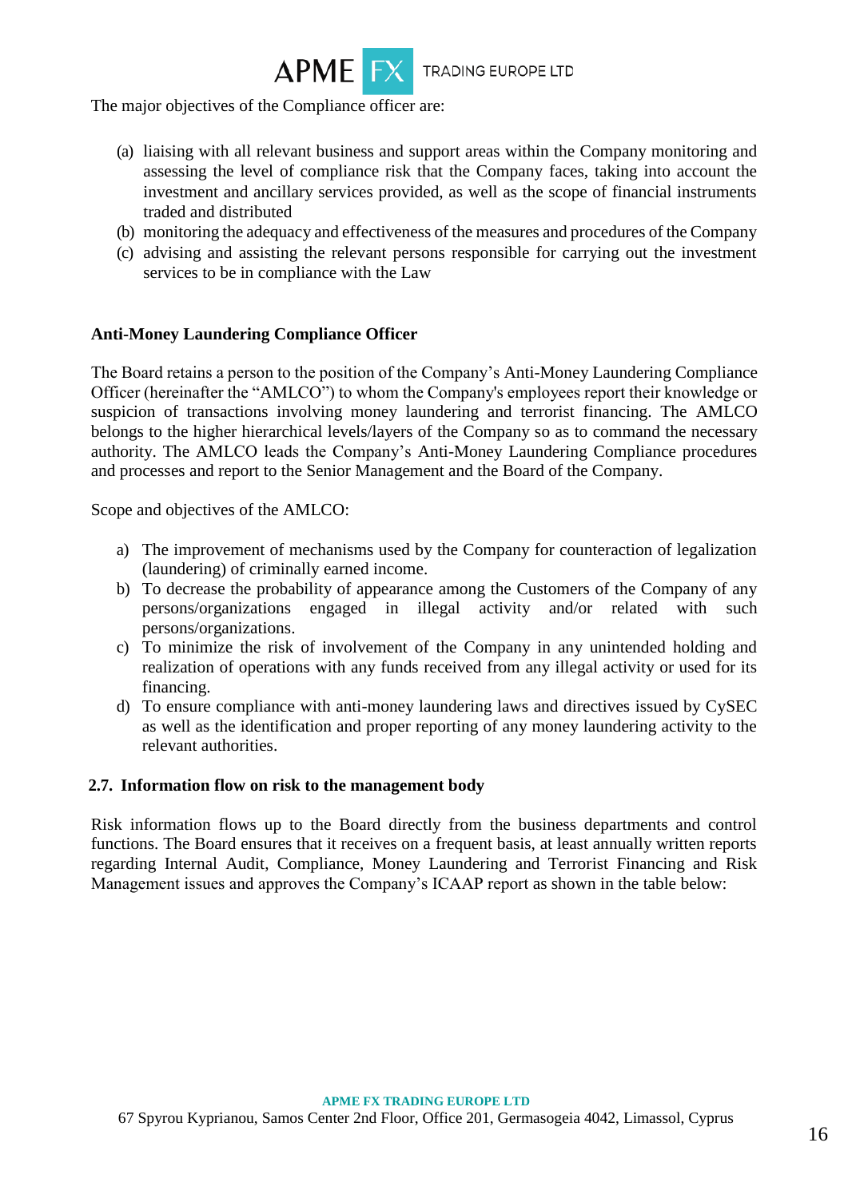The major objectives of the Compliance officer are:

(a) liaising with all relevant business and support areas within the Company monitoring and assessing the level of compliance risk that the Company faces, taking into account the investment and ancillary services provided, as well as the scope of financial instruments traded and distributed
(b) monitoring the adequacy and effectiveness of the measures and procedures of the Company
(c) advising and assisting the relevant persons responsible for carrying out the investment services to be in compliance with the Law

**Anti-Money Laundering Compliance Officer**

The Board retains a person to the position of the Company's Anti-Money Laundering Compliance Officer (hereinafter the "AMLCO") to whom the Company's employees report their knowledge or suspicion of transactions involving money laundering and terrorist financing. The AMLCO belongs to the higher hierarchical levels/layers of the Company so as to command the necessary authority. The AMLCO leads the Company's Anti-Money Laundering Compliance procedures and processes and report to the Senior Management and the Board of the Company.

Scope and objectives of the AMLCO:

a) The improvement of mechanisms used by the Company for counteraction of legalization (laundering) of criminally earned income.
b) To decrease the probability of appearance among the Customers of the Company of any persons/organizations engaged in illegal activity and/or related with such persons/organizations.
c) To minimize the risk of involvement of the Company in any unintended holding and realization of operations with any funds received from any illegal activity or used for its financing.
d) To ensure compliance with anti-money laundering laws and directives issued by CySEC as well as the identification and proper reporting of any money laundering activity to the relevant authorities.

### 2.7. Information flow on risk to the management body

Risk information flows up to the Board directly from the business departments and control functions. The Board ensures that it receives on a frequent basis, at least annually written reports regarding Internal Audit, Compliance, Money Laundering and Terrorist Financing and Risk Management issues and approves the Company's ICAAP report as shown in the table below: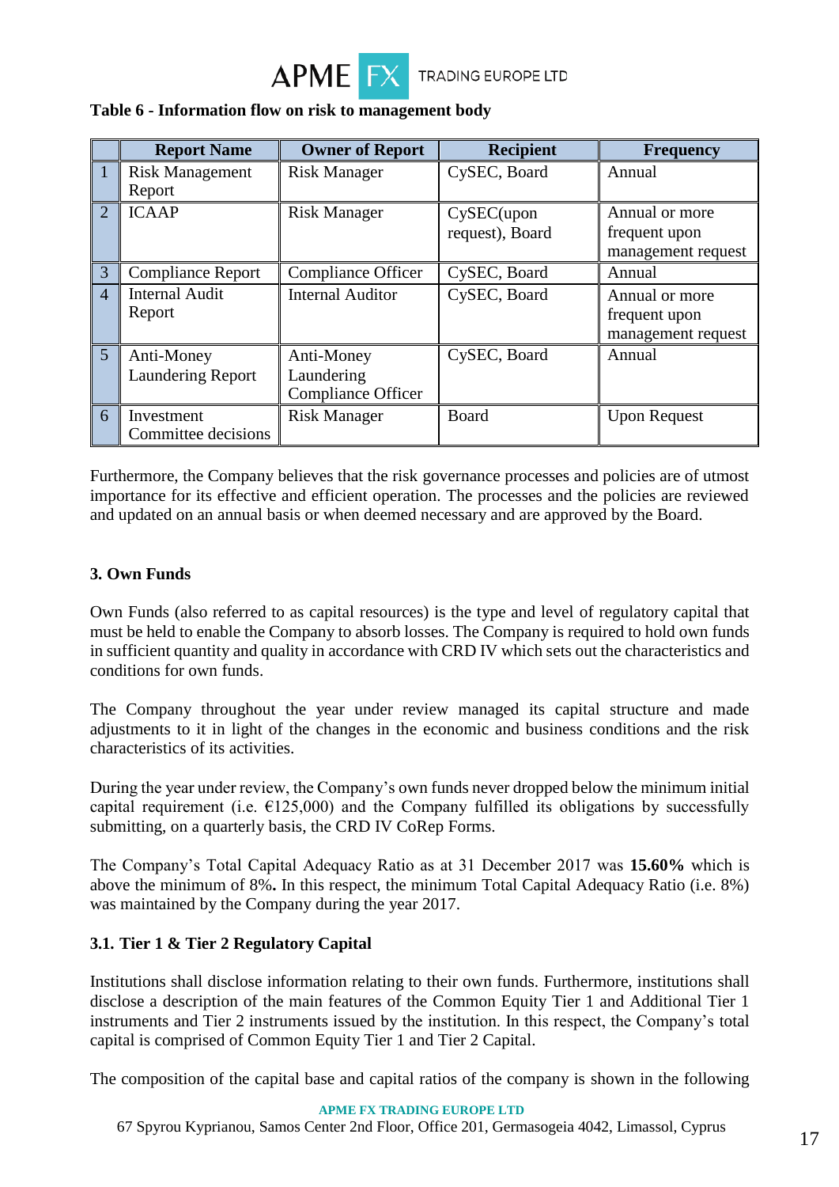**Table 6 - Information flow on risk to management body**

| | Report Name | Owner of Report | Recipient | Frequency |
|---|---|---|---|---|
| 1 | Risk Management Report | Risk Manager | CySEC, Board | Annual |
| 2 | ICAAP | Risk Manager | CySEC(upon request), Board | Annual or more frequent upon management request |
| 3 | Compliance Report | Compliance Officer | CySEC, Board | Annual |
| 4 | Internal Audit Report | Internal Auditor | CySEC, Board | Annual or more frequent upon management request |
| 5 | Anti-Money Laundering Report | Anti-Money Laundering Compliance Officer | CySEC, Board | Annual |
| 6 | Investment Committee decisions | Risk Manager | Board | Upon Request |

Furthermore, the Company believes that the risk governance processes and policies are of utmost importance for its effective and efficient operation. The processes and the policies are reviewed and updated on an annual basis or when deemed necessary and are approved by the Board.

## 3. Own Funds

Own Funds (also referred to as capital resources) is the type and level of regulatory capital that must be held to enable the Company to absorb losses. The Company is required to hold own funds in sufficient quantity and quality in accordance with CRD IV which sets out the characteristics and conditions for own funds.

The Company throughout the year under review managed its capital structure and made adjustments to it in light of the changes in the economic and business conditions and the risk characteristics of its activities.

During the year under review, the Company's own funds never dropped below the minimum initial capital requirement (i.e. €125,000) and the Company fulfilled its obligations by successfully submitting, on a quarterly basis, the CRD IV CoRep Forms.

The Company's Total Capital Adequacy Ratio as at 31 December 2017 was **15.60%** which is above the minimum of 8%**.** In this respect, the minimum Total Capital Adequacy Ratio (i.e. 8%) was maintained by the Company during the year 2017.

### 3.1. Tier 1 & Tier 2 Regulatory Capital

Institutions shall disclose information relating to their own funds. Furthermore, institutions shall disclose a description of the main features of the Common Equity Tier 1 and Additional Tier 1 instruments and Tier 2 instruments issued by the institution. In this respect, the Company's total capital is comprised of Common Equity Tier 1 and Tier 2 Capital.

The composition of the capital base and capital ratios of the company is shown in the following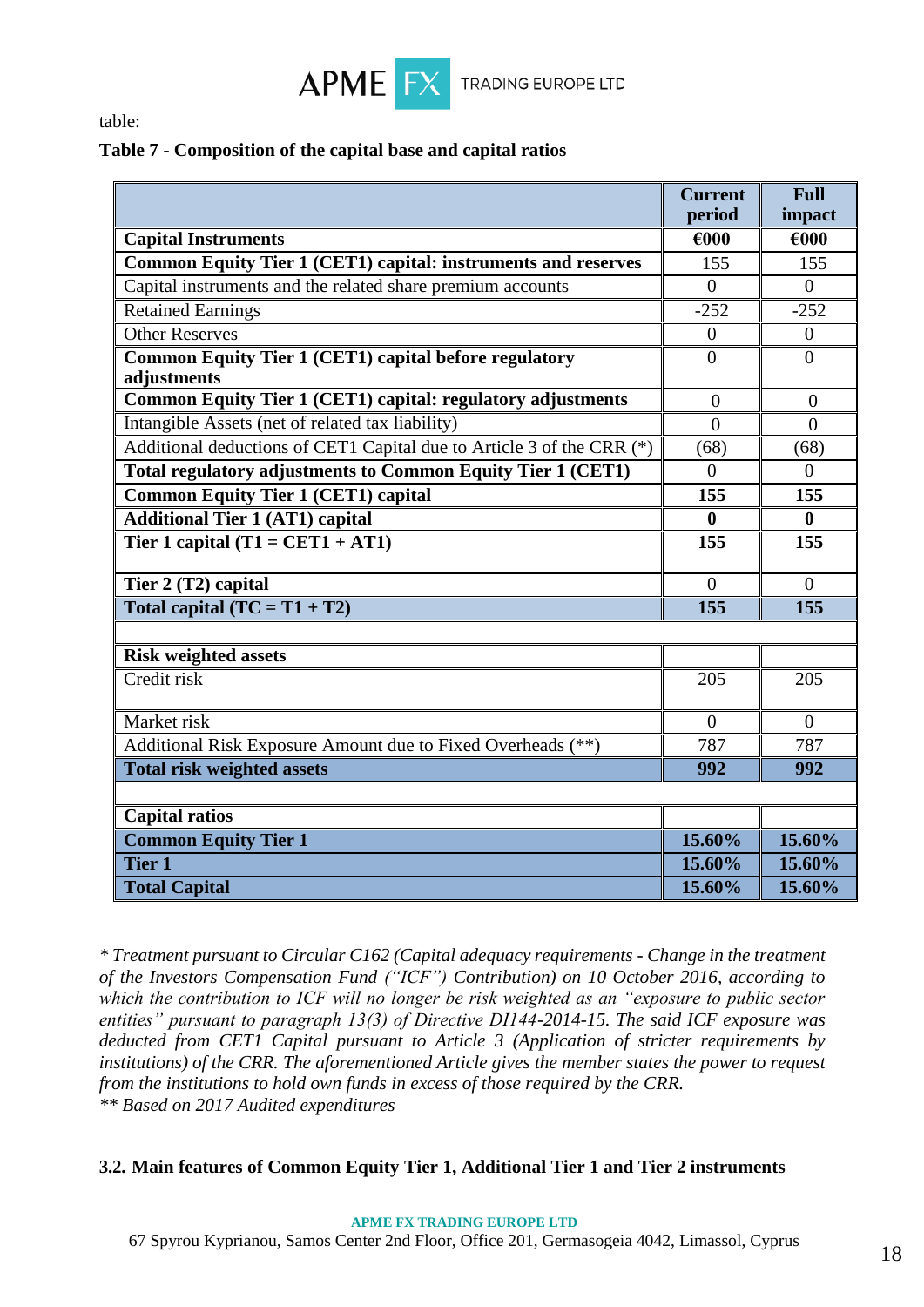table:

**Table 7 - Composition of the capital base and capital ratios**

| | **Current period** | **Full impact** |
|---|---|---|
| **Capital Instruments** | **€000** | **€000** |
| **Common Equity Tier 1 (CET1) capital: instruments and reserves** | 155 | 155 |
| Capital instruments and the related share premium accounts | 0 | 0 |
| Retained Earnings | -252 | -252 |
| Other Reserves | 0 | 0 |
| **Common Equity Tier 1 (CET1) capital before regulatory adjustments** | 0 | 0 |
| **Common Equity Tier 1 (CET1) capital: regulatory adjustments** | 0 | 0 |
| Intangible Assets (net of related tax liability) | 0 | 0 |
| Additional deductions of CET1 Capital due to Article 3 of the CRR (*) | (68) | (68) |
| **Total regulatory adjustments to Common Equity Tier 1 (CET1)** | 0 | 0 |
| **Common Equity Tier 1 (CET1) capital** | **155** | **155** |
| **Additional Tier 1 (AT1) capital** | **0** | **0** |
| **Tier 1 capital (T1 = CET1 + AT1)** | 155 | 155 |
| **Tier 2 (T2) capital** | 0 | 0 |
| **Total capital (TC = T1 + T2)** | **155** | **155** |
| | | |
| **Risk weighted assets** | | |
| Credit risk | 205 | 205 |
| Market risk | 0 | 0 |
| Additional Risk Exposure Amount due to Fixed Overheads (**) | 787 | 787 |
| **Total risk weighted assets** | **992** | **992** |
| | | |
| **Capital ratios** | | |
| **Common Equity Tier 1** | **15.60%** | **15.60%** |
| **Tier 1** | **15.60%** | **15.60%** |
| **Total Capital** | **15.60%** | **15.60%** |

*\* Treatment pursuant to Circular C162 (Capital adequacy requirements - Change in the treatment of the Investors Compensation Fund ("ICF") Contribution) on 10 October 2016, according to which the contribution to ICF will no longer be risk weighted as an "exposure to public sector entities" pursuant to paragraph 13(3) of Directive DI144-2014-15. The said ICF exposure was deducted from CET1 Capital pursuant to Article 3 (Application of stricter requirements by institutions) of the CRR. The aforementioned Article gives the member states the power to request from the institutions to hold own funds in excess of those required by the CRR.*
*\*\* Based on 2017 Audited expenditures*

### 3.2. Main features of Common Equity Tier 1, Additional Tier 1 and Tier 2 instruments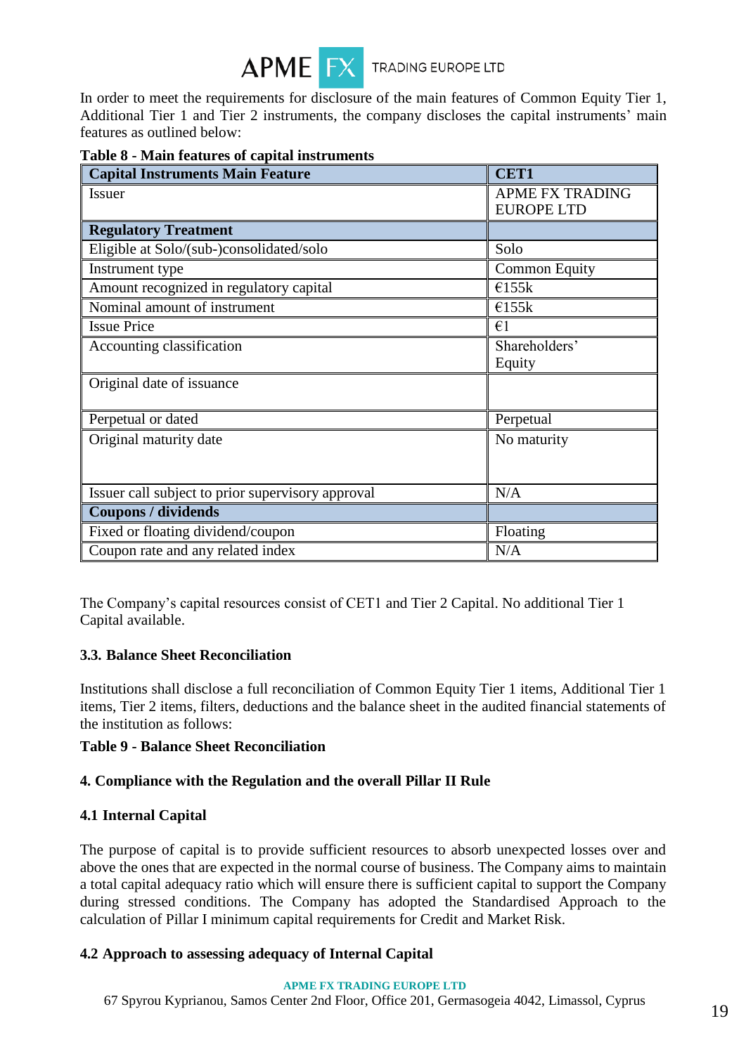In order to meet the requirements for disclosure of the main features of Common Equity Tier 1, Additional Tier 1 and Tier 2 instruments, the company discloses the capital instruments' main features as outlined below:

**Table 8 - Main features of capital instruments**

| **Capital Instruments Main Feature** | **CET1** |
|---|---|
| Issuer | APME FX TRADING EUROPE LTD |
| **Regulatory Treatment** | |
| Eligible at Solo/(sub-)consolidated/solo | Solo |
| Instrument type | Common Equity |
| Amount recognized in regulatory capital | €155k |
| Nominal amount of instrument | €155k |
| Issue Price | €1 |
| Accounting classification | Shareholders' Equity |
| Original date of issuance | |
| Perpetual or dated | Perpetual |
| Original maturity date | No maturity |
| Issuer call subject to prior supervisory approval | N/A |
| **Coupons / dividends** | |
| Fixed or floating dividend/coupon | Floating |
| Coupon rate and any related index | N/A |

The Company's capital resources consist of CET1 and Tier 2 Capital. No additional Tier 1 Capital available.

### 3.3. Balance Sheet Reconciliation

Institutions shall disclose a full reconciliation of Common Equity Tier 1 items, Additional Tier 1 items, Tier 2 items, filters, deductions and the balance sheet in the audited financial statements of the institution as follows:

**Table 9 - Balance Sheet Reconciliation**

## 4. Compliance with the Regulation and the overall Pillar II Rule

### 4.1 Internal Capital

The purpose of capital is to provide sufficient resources to absorb unexpected losses over and above the ones that are expected in the normal course of business. The Company aims to maintain a total capital adequacy ratio which will ensure there is sufficient capital to support the Company during stressed conditions. The Company has adopted the Standardised Approach to the calculation of Pillar I minimum capital requirements for Credit and Market Risk.

### 4.2 Approach to assessing adequacy of Internal Capital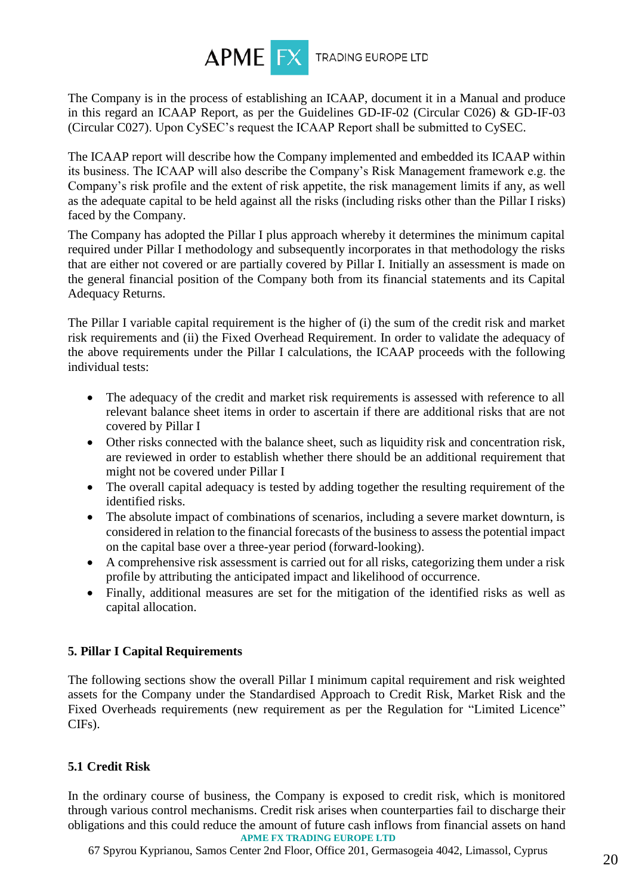The Company is in the process of establishing an ICAAP, document it in a Manual and produce in this regard an ICAAP Report, as per the Guidelines GD-IF-02 (Circular C026) & GD-IF-03 (Circular C027). Upon CySEC's request the ICAAP Report shall be submitted to CySEC.

The ICAAP report will describe how the Company implemented and embedded its ICAAP within its business. The ICAAP will also describe the Company's Risk Management framework e.g. the Company's risk profile and the extent of risk appetite, the risk management limits if any, as well as the adequate capital to be held against all the risks (including risks other than the Pillar I risks) faced by the Company.

The Company has adopted the Pillar I plus approach whereby it determines the minimum capital required under Pillar I methodology and subsequently incorporates in that methodology the risks that are either not covered or are partially covered by Pillar I. Initially an assessment is made on the general financial position of the Company both from its financial statements and its Capital Adequacy Returns.

The Pillar I variable capital requirement is the higher of (i) the sum of the credit risk and market risk requirements and (ii) the Fixed Overhead Requirement. In order to validate the adequacy of the above requirements under the Pillar I calculations, the ICAAP proceeds with the following individual tests:

- The adequacy of the credit and market risk requirements is assessed with reference to all relevant balance sheet items in order to ascertain if there are additional risks that are not covered by Pillar I
- Other risks connected with the balance sheet, such as liquidity risk and concentration risk, are reviewed in order to establish whether there should be an additional requirement that might not be covered under Pillar I
- The overall capital adequacy is tested by adding together the resulting requirement of the identified risks.
- The absolute impact of combinations of scenarios, including a severe market downturn, is considered in relation to the financial forecasts of the business to assess the potential impact on the capital base over a three-year period (forward-looking).
- A comprehensive risk assessment is carried out for all risks, categorizing them under a risk profile by attributing the anticipated impact and likelihood of occurrence.
- Finally, additional measures are set for the mitigation of the identified risks as well as capital allocation.

## 5. Pillar I Capital Requirements

The following sections show the overall Pillar I minimum capital requirement and risk weighted assets for the Company under the Standardised Approach to Credit Risk, Market Risk and the Fixed Overheads requirements (new requirement as per the Regulation for "Limited Licence" CIFs).

### 5.1 Credit Risk

In the ordinary course of business, the Company is exposed to credit risk, which is monitored through various control mechanisms. Credit risk arises when counterparties fail to discharge their obligations and this could reduce the amount of future cash inflows from financial assets on hand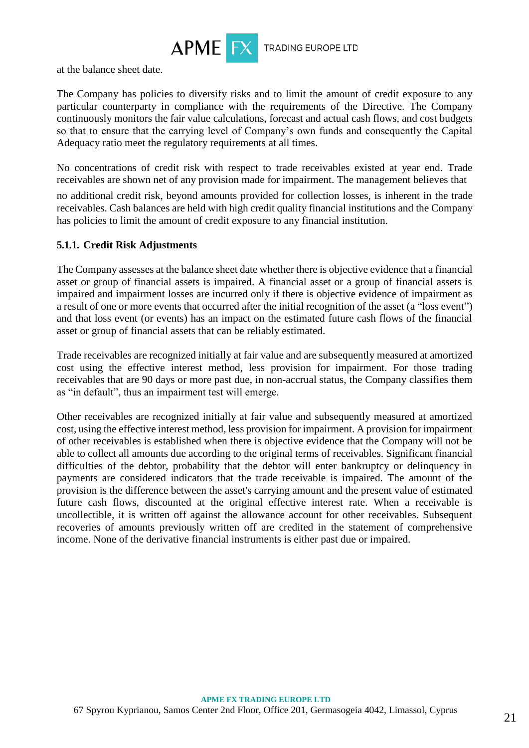at the balance sheet date.

The Company has policies to diversify risks and to limit the amount of credit exposure to any particular counterparty in compliance with the requirements of the Directive. The Company continuously monitors the fair value calculations, forecast and actual cash flows, and cost budgets so that to ensure that the carrying level of Company's own funds and consequently the Capital Adequacy ratio meet the regulatory requirements at all times.

No concentrations of credit risk with respect to trade receivables existed at year end. Trade receivables are shown net of any provision made for impairment. The management believes that no additional credit risk, beyond amounts provided for collection losses, is inherent in the trade receivables. Cash balances are held with high credit quality financial institutions and the Company has policies to limit the amount of credit exposure to any financial institution.

### 5.1.1. Credit Risk Adjustments

The Company assesses at the balance sheet date whether there is objective evidence that a financial asset or group of financial assets is impaired. A financial asset or a group of financial assets is impaired and impairment losses are incurred only if there is objective evidence of impairment as a result of one or more events that occurred after the initial recognition of the asset (a "loss event") and that loss event (or events) has an impact on the estimated future cash flows of the financial asset or group of financial assets that can be reliably estimated.

Trade receivables are recognized initially at fair value and are subsequently measured at amortized cost using the effective interest method, less provision for impairment. For those trading receivables that are 90 days or more past due, in non-accrual status, the Company classifies them as "in default", thus an impairment test will emerge.

Other receivables are recognized initially at fair value and subsequently measured at amortized cost, using the effective interest method, less provision for impairment. A provision for impairment of other receivables is established when there is objective evidence that the Company will not be able to collect all amounts due according to the original terms of receivables. Significant financial difficulties of the debtor, probability that the debtor will enter bankruptcy or delinquency in payments are considered indicators that the trade receivable is impaired. The amount of the provision is the difference between the asset's carrying amount and the present value of estimated future cash flows, discounted at the original effective interest rate. When a receivable is uncollectible, it is written off against the allowance account for other receivables. Subsequent recoveries of amounts previously written off are credited in the statement of comprehensive income. None of the derivative financial instruments is either past due or impaired.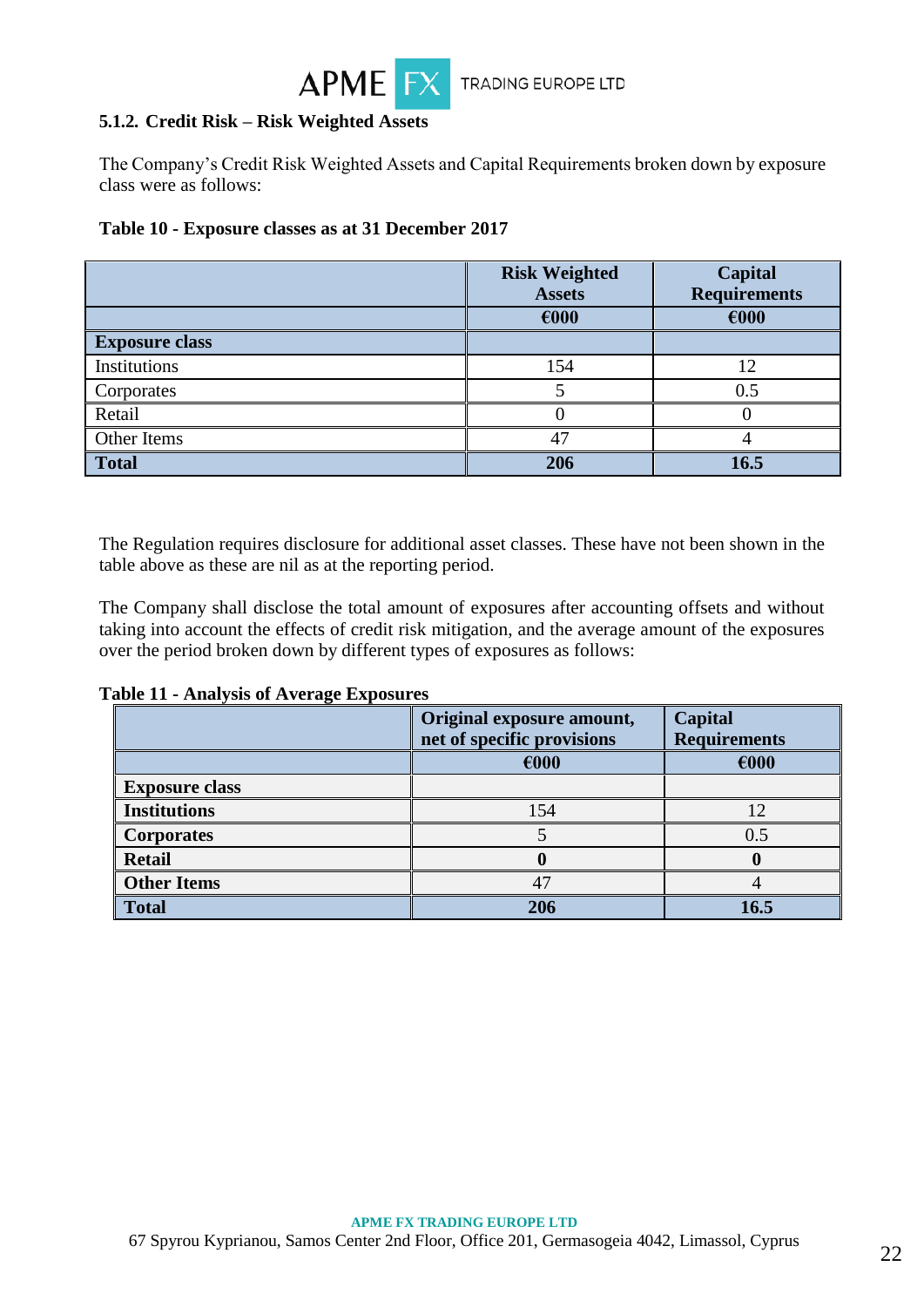### 5.1.2. Credit Risk – Risk Weighted Assets

The Company's Credit Risk Weighted Assets and Capital Requirements broken down by exposure class were as follows:

**Table 10 - Exposure classes as at 31 December 2017**

| | Risk Weighted Assets | Capital Requirements |
|---|---|---|
| | **€000** | **€000** |
| **Exposure class** | | |
| Institutions | 154 | 12 |
| Corporates | 5 | 0.5 |
| Retail | 0 | 0 |
| Other Items | 47 | 4 |
| **Total** | **206** | **16.5** |

The Regulation requires disclosure for additional asset classes. These have not been shown in the table above as these are nil as at the reporting period.

The Company shall disclose the total amount of exposures after accounting offsets and without taking into account the effects of credit risk mitigation, and the average amount of the exposures over the period broken down by different types of exposures as follows:

**Table 11 - Analysis of Average Exposures**

| | Original exposure amount, net of specific provisions | Capital Requirements |
|---|---|---|
| | **€000** | **€000** |
| **Exposure class** | | |
| **Institutions** | 154 | 12 |
| **Corporates** | 5 | 0.5 |
| **Retail** | **0** | **0** |
| **Other Items** | 47 | 4 |
| **Total** | **206** | **16.5** |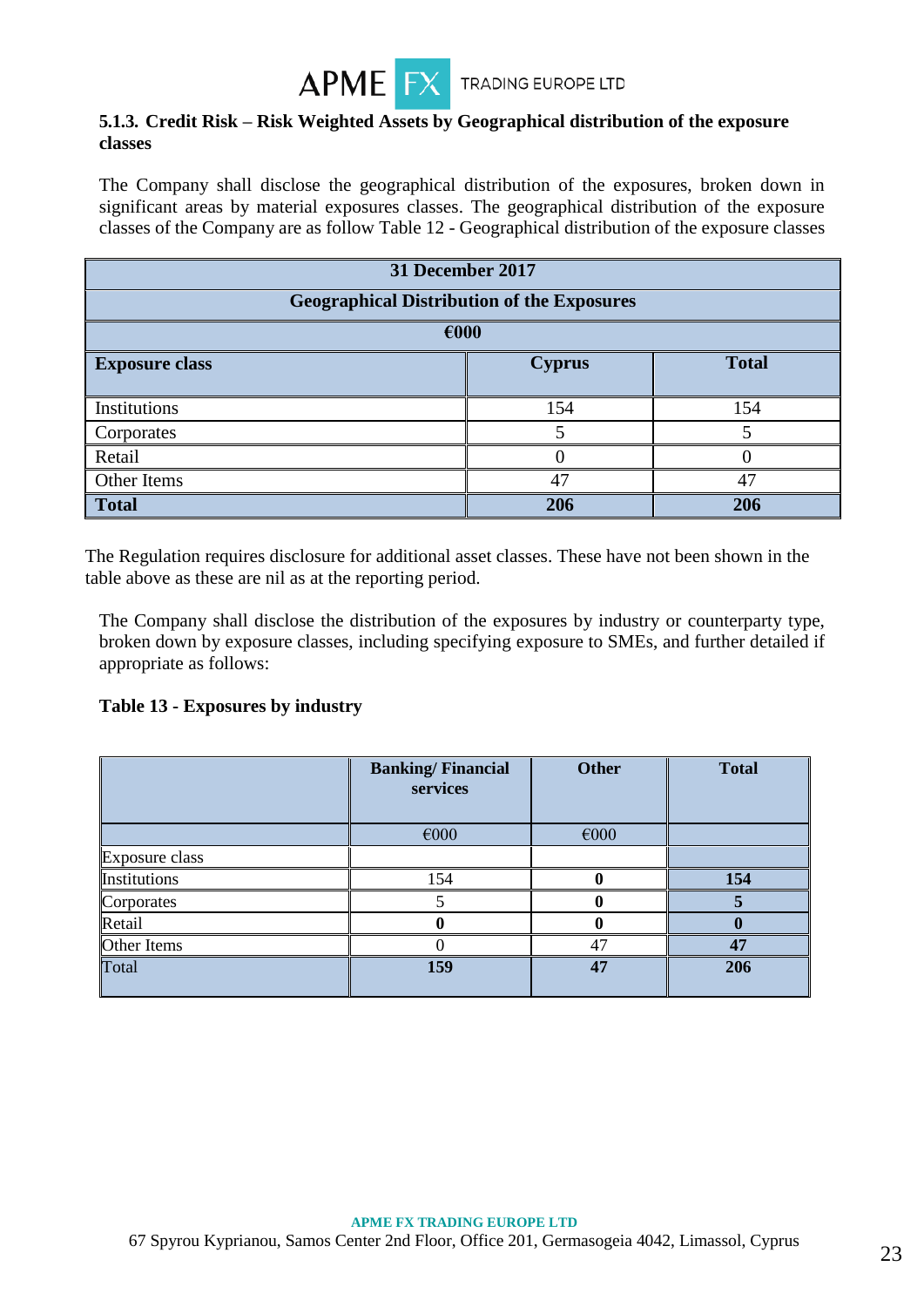### 5.1.3. Credit Risk – Risk Weighted Assets by Geographical distribution of the exposure classes

The Company shall disclose the geographical distribution of the exposures, broken down in significant areas by material exposures classes. The geographical distribution of the exposure classes of the Company are as follow Table 12 - Geographical distribution of the exposure classes

| 31 December 2017 | | |
|---|---|---|
| **Geographical Distribution of the Exposures** | | |
| **€000** | | |
| **Exposure class** | **Cyprus** | **Total** |
| Institutions | 154 | 154 |
| Corporates | 5 | 5 |
| Retail | 0 | 0 |
| Other Items | 47 | 47 |
| **Total** | **206** | **206** |

The Regulation requires disclosure for additional asset classes. These have not been shown in the table above as these are nil as at the reporting period.

The Company shall disclose the distribution of the exposures by industry or counterparty type, broken down by exposure classes, including specifying exposure to SMEs, and further detailed if appropriate as follows:

**Table 13 - Exposures by industry**

| | **Banking/ Financial services** | **Other** | **Total** |
|---|---|---|---|
| | €000 | €000 | |
| Exposure class | | | |
| Institutions | 154 | **0** | **154** |
| Corporates | 5 | **0** | **5** |
| Retail | **0** | **0** | **0** |
| Other Items | 0 | 47 | **47** |
| Total | **159** | **47** | **206** |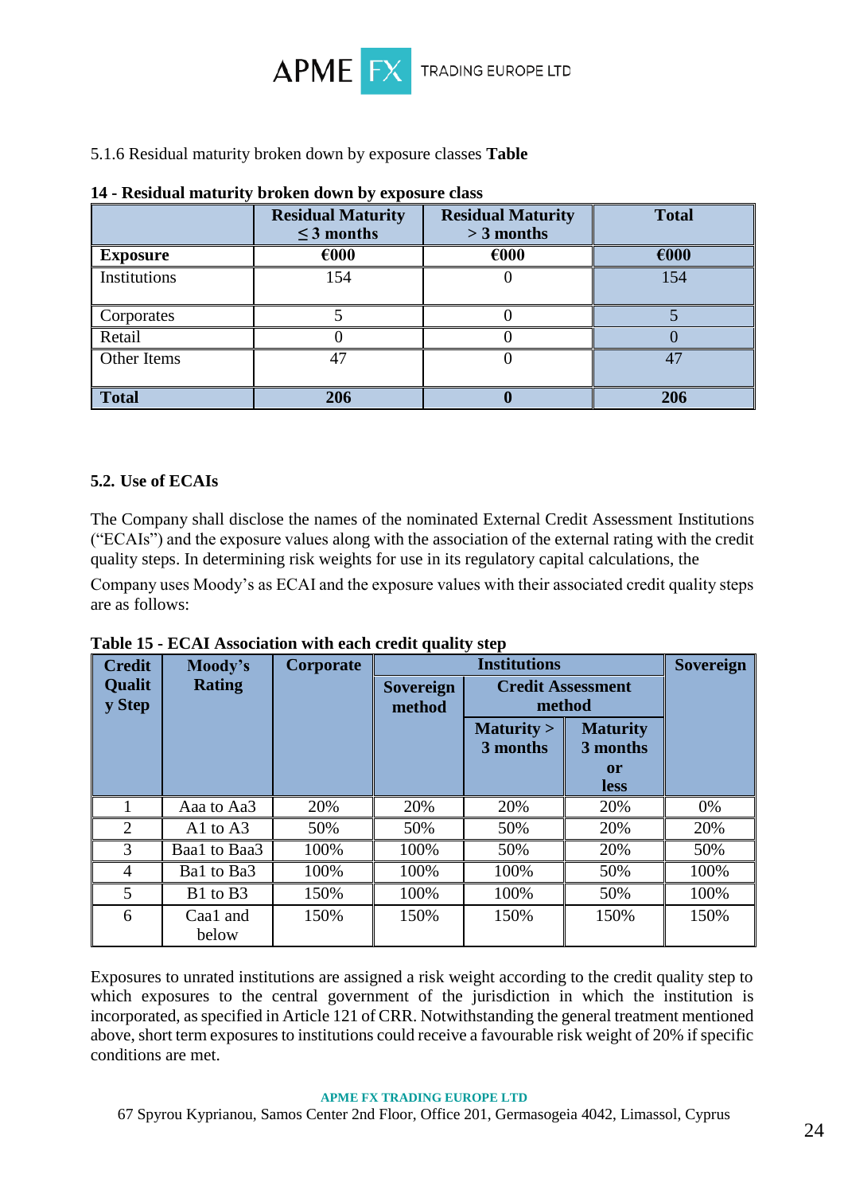5.1.6 Residual maturity broken down by exposure classes **Table**

**14 - Residual maturity broken down by exposure class**

| | Residual Maturity ≤ 3 months | Residual Maturity > 3 months | Total |
|---|---|---|---|
| **Exposure** | **€000** | **€000** | **€000** |
| Institutions | 154 | 0 | 154 |
| Corporates | 5 | 0 | 5 |
| Retail | 0 | 0 | 0 |
| Other Items | 47 | 0 | 47 |
| **Total** | **206** | **0** | **206** |

**5.2. Use of ECAIs**

The Company shall disclose the names of the nominated External Credit Assessment Institutions ("ECAIs") and the exposure values along with the association of the external rating with the credit quality steps. In determining risk weights for use in its regulatory capital calculations, the Company uses Moody's as ECAI and the exposure values with their associated credit quality steps are as follows:

**Table 15 - ECAI Association with each credit quality step**

| Credit Quality Step | Moody's Rating | Corporate | Institutions | | | Sovereign |
|---|---|---|---|---|---|---|
| | | | Sovereign method | Credit Assessment method | | |
| | | | | Maturity > 3 months | Maturity 3 months or less | |
| 1 | Aaa to Aa3 | 20% | 20% | 20% | 20% | 0% |
| 2 | A1 to A3 | 50% | 50% | 50% | 20% | 20% |
| 3 | Baa1 to Baa3 | 100% | 100% | 50% | 20% | 50% |
| 4 | Ba1 to Ba3 | 100% | 100% | 100% | 50% | 100% |
| 5 | B1 to B3 | 150% | 100% | 100% | 50% | 100% |
| 6 | Caa1 and below | 150% | 150% | 150% | 150% | 150% |

Exposures to unrated institutions are assigned a risk weight according to the credit quality step to which exposures to the central government of the jurisdiction in which the institution is incorporated, as specified in Article 121 of CRR. Notwithstanding the general treatment mentioned above, short term exposures to institutions could receive a favourable risk weight of 20% if specific conditions are met.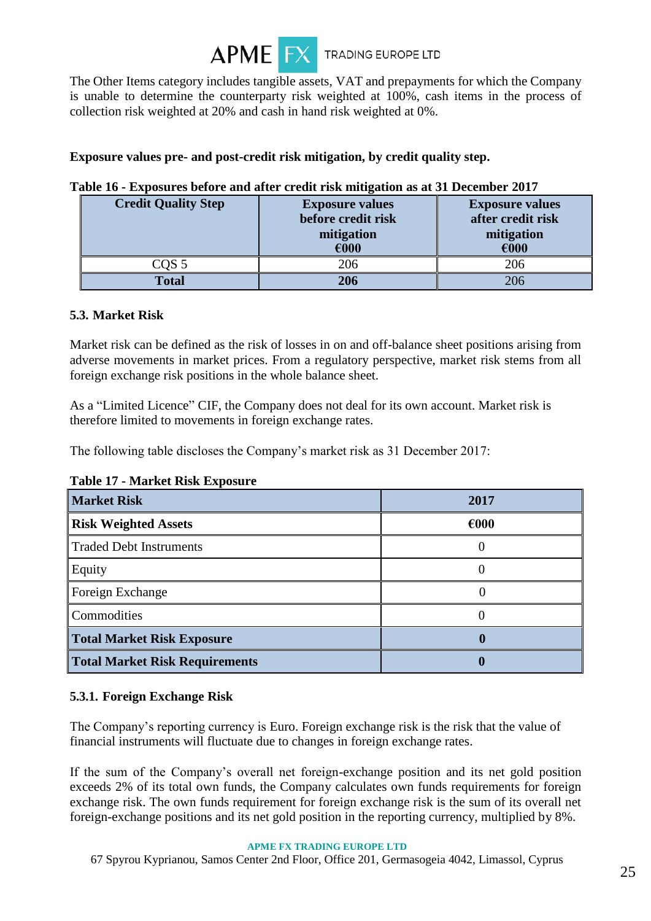The Other Items category includes tangible assets, VAT and prepayments for which the Company is unable to determine the counterparty risk weighted at 100%, cash items in the process of collection risk weighted at 20% and cash in hand risk weighted at 0%.

**Exposure values pre- and post-credit risk mitigation, by credit quality step.**

**Table 16 - Exposures before and after credit risk mitigation as at 31 December 2017**

| Credit Quality Step | Exposure values before credit risk mitigation €000 | Exposure values after credit risk mitigation €000 |
|---|---|---|
| CQS 5 | 206 | 206 |
| **Total** | **206** | 206 |

### 5.3. Market Risk

Market risk can be defined as the risk of losses in on and off-balance sheet positions arising from adverse movements in market prices. From a regulatory perspective, market risk stems from all foreign exchange risk positions in the whole balance sheet.

As a "Limited Licence" CIF, the Company does not deal for its own account. Market risk is therefore limited to movements in foreign exchange rates.

The following table discloses the Company's market risk as 31 December 2017:

**Table 17 - Market Risk Exposure**

| **Market Risk** | **2017** |
|---|---|
| **Risk Weighted Assets** | **€000** |
| Traded Debt Instruments | 0 |
| Equity | 0 |
| Foreign Exchange | 0 |
| Commodities | 0 |
| **Total Market Risk Exposure** | **0** |
| **Total Market Risk Requirements** | **0** |

#### 5.3.1. Foreign Exchange Risk

The Company's reporting currency is Euro. Foreign exchange risk is the risk that the value of financial instruments will fluctuate due to changes in foreign exchange rates.

If the sum of the Company's overall net foreign-exchange position and its net gold position exceeds 2% of its total own funds, the Company calculates own funds requirements for foreign exchange risk. The own funds requirement for foreign exchange risk is the sum of its overall net foreign-exchange positions and its net gold position in the reporting currency, multiplied by 8%.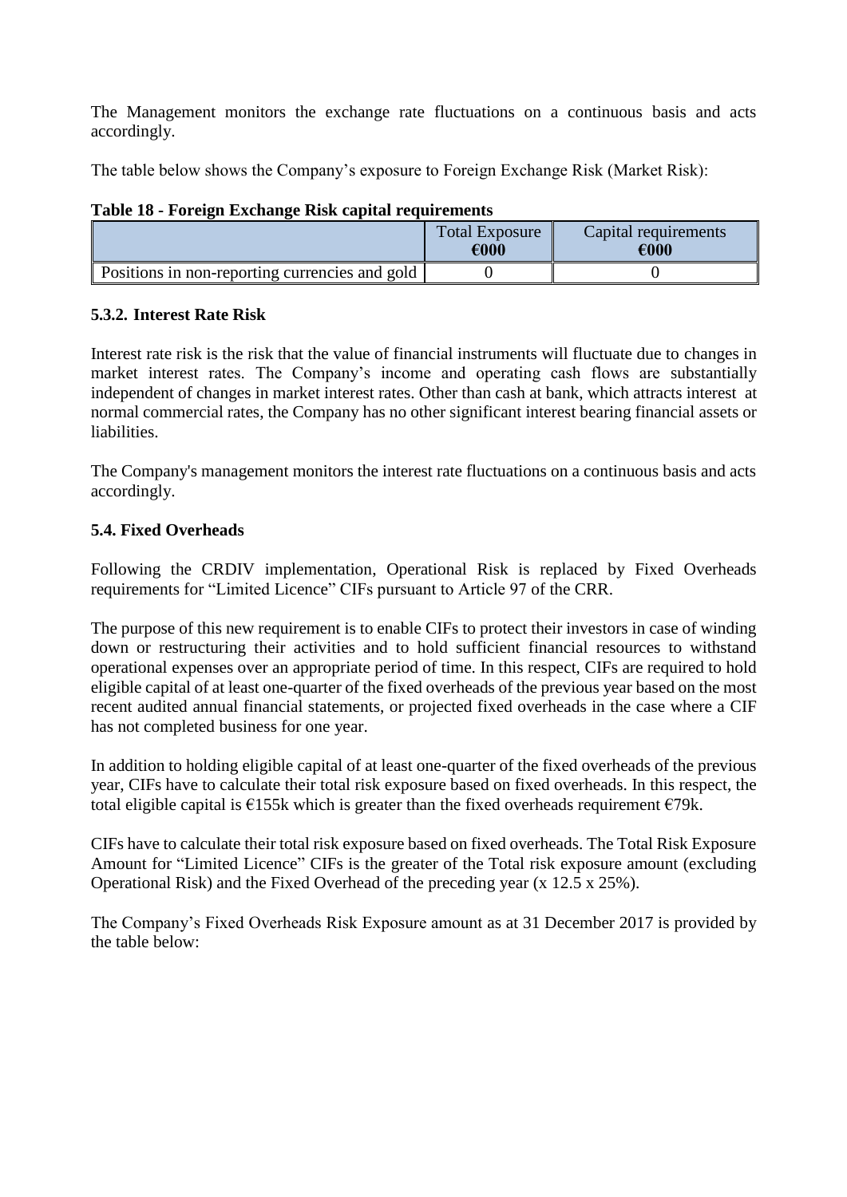The Management monitors the exchange rate fluctuations on a continuous basis and acts accordingly.

The table below shows the Company's exposure to Foreign Exchange Risk (Market Risk):

**Table 18 - Foreign Exchange Risk capital requirements**

| | Total Exposure €000 | Capital requirements €000 |
|---|---|---|
| Positions in non-reporting currencies and gold | 0 | 0 |

### 5.3.2. Interest Rate Risk

Interest rate risk is the risk that the value of financial instruments will fluctuate due to changes in market interest rates. The Company's income and operating cash flows are substantially independent of changes in market interest rates. Other than cash at bank, which attracts interest at normal commercial rates, the Company has no other significant interest bearing financial assets or liabilities.

The Company's management monitors the interest rate fluctuations on a continuous basis and acts accordingly.

### 5.4. Fixed Overheads

Following the CRDIV implementation, Operational Risk is replaced by Fixed Overheads requirements for "Limited Licence" CIFs pursuant to Article 97 of the CRR.

The purpose of this new requirement is to enable CIFs to protect their investors in case of winding down or restructuring their activities and to hold sufficient financial resources to withstand operational expenses over an appropriate period of time. In this respect, CIFs are required to hold eligible capital of at least one-quarter of the fixed overheads of the previous year based on the most recent audited annual financial statements, or projected fixed overheads in the case where a CIF has not completed business for one year.

In addition to holding eligible capital of at least one-quarter of the fixed overheads of the previous year, CIFs have to calculate their total risk exposure based on fixed overheads. In this respect, the total eligible capital is €155k which is greater than the fixed overheads requirement €79k.

CIFs have to calculate their total risk exposure based on fixed overheads. The Total Risk Exposure Amount for "Limited Licence" CIFs is the greater of the Total risk exposure amount (excluding Operational Risk) and the Fixed Overhead of the preceding year (x 12.5 x 25%).

The Company's Fixed Overheads Risk Exposure amount as at 31 December 2017 is provided by the table below: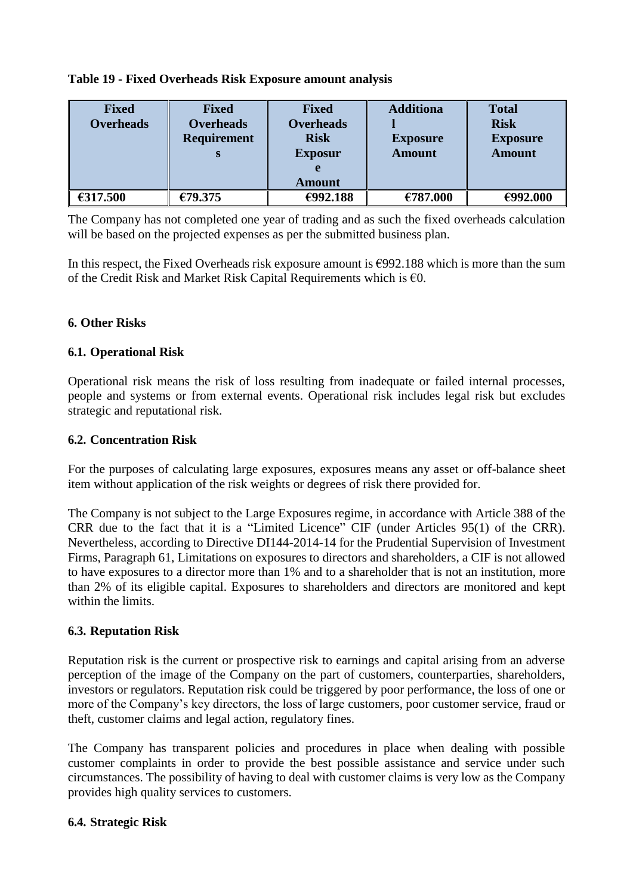**Table 19 - Fixed Overheads Risk Exposure amount analysis**

| Fixed Overheads | Fixed Overheads Requirements | Fixed Overheads Risk Exposure Amount | Additional Exposure Amount | Total Risk Exposure Amount |
|---|---|---|---|---|
| €317.500 | €79.375 | €992.188 | €787.000 | €992.000 |

The Company has not completed one year of trading and as such the fixed overheads calculation will be based on the projected expenses as per the submitted business plan.

In this respect, the Fixed Overheads risk exposure amount is €992.188 which is more than the sum of the Credit Risk and Market Risk Capital Requirements which is €0.

#### 6. Other Risks

#### 6.1. Operational Risk

Operational risk means the risk of loss resulting from inadequate or failed internal processes, people and systems or from external events. Operational risk includes legal risk but excludes strategic and reputational risk.

#### 6.2. Concentration Risk

For the purposes of calculating large exposures, exposures means any asset or off-balance sheet item without application of the risk weights or degrees of risk there provided for.

The Company is not subject to the Large Exposures regime, in accordance with Article 388 of the CRR due to the fact that it is a "Limited Licence" CIF (under Articles 95(1) of the CRR). Nevertheless, according to Directive DI144-2014-14 for the Prudential Supervision of Investment Firms, Paragraph 61, Limitations on exposures to directors and shareholders, a CIF is not allowed to have exposures to a director more than 1% and to a shareholder that is not an institution, more than 2% of its eligible capital. Exposures to shareholders and directors are monitored and kept within the limits.

#### 6.3. Reputation Risk

Reputation risk is the current or prospective risk to earnings and capital arising from an adverse perception of the image of the Company on the part of customers, counterparties, shareholders, investors or regulators. Reputation risk could be triggered by poor performance, the loss of one or more of the Company's key directors, the loss of large customers, poor customer service, fraud or theft, customer claims and legal action, regulatory fines.

The Company has transparent policies and procedures in place when dealing with possible customer complaints in order to provide the best possible assistance and service under such circumstances. The possibility of having to deal with customer claims is very low as the Company provides high quality services to customers.

#### 6.4. Strategic Risk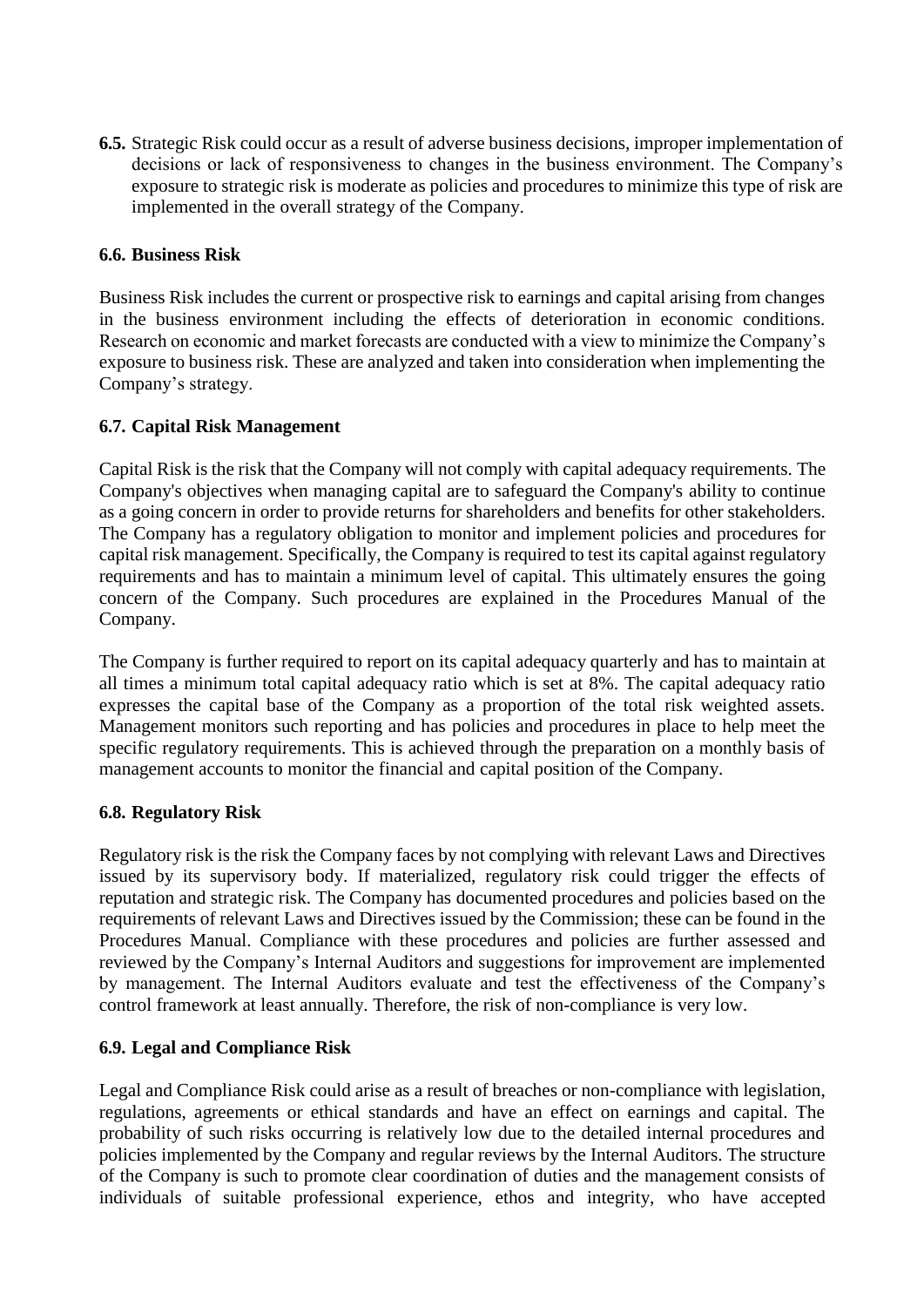**6.5.** Strategic Risk could occur as a result of adverse business decisions, improper implementation of decisions or lack of responsiveness to changes in the business environment. The Company's exposure to strategic risk is moderate as policies and procedures to minimize this type of risk are implemented in the overall strategy of the Company.

### 6.6. Business Risk

Business Risk includes the current or prospective risk to earnings and capital arising from changes in the business environment including the effects of deterioration in economic conditions. Research on economic and market forecasts are conducted with a view to minimize the Company's exposure to business risk. These are analyzed and taken into consideration when implementing the Company's strategy.

### 6.7. Capital Risk Management

Capital Risk is the risk that the Company will not comply with capital adequacy requirements. The Company's objectives when managing capital are to safeguard the Company's ability to continue as a going concern in order to provide returns for shareholders and benefits for other stakeholders. The Company has a regulatory obligation to monitor and implement policies and procedures for capital risk management. Specifically, the Company is required to test its capital against regulatory requirements and has to maintain a minimum level of capital. This ultimately ensures the going concern of the Company. Such procedures are explained in the Procedures Manual of the Company.

The Company is further required to report on its capital adequacy quarterly and has to maintain at all times a minimum total capital adequacy ratio which is set at 8%. The capital adequacy ratio expresses the capital base of the Company as a proportion of the total risk weighted assets. Management monitors such reporting and has policies and procedures in place to help meet the specific regulatory requirements. This is achieved through the preparation on a monthly basis of management accounts to monitor the financial and capital position of the Company.

### 6.8. Regulatory Risk

Regulatory risk is the risk the Company faces by not complying with relevant Laws and Directives issued by its supervisory body. If materialized, regulatory risk could trigger the effects of reputation and strategic risk. The Company has documented procedures and policies based on the requirements of relevant Laws and Directives issued by the Commission; these can be found in the Procedures Manual. Compliance with these procedures and policies are further assessed and reviewed by the Company's Internal Auditors and suggestions for improvement are implemented by management. The Internal Auditors evaluate and test the effectiveness of the Company's control framework at least annually. Therefore, the risk of non-compliance is very low.

### 6.9. Legal and Compliance Risk

Legal and Compliance Risk could arise as a result of breaches or non-compliance with legislation, regulations, agreements or ethical standards and have an effect on earnings and capital. The probability of such risks occurring is relatively low due to the detailed internal procedures and policies implemented by the Company and regular reviews by the Internal Auditors. The structure of the Company is such to promote clear coordination of duties and the management consists of individuals of suitable professional experience, ethos and integrity, who have accepted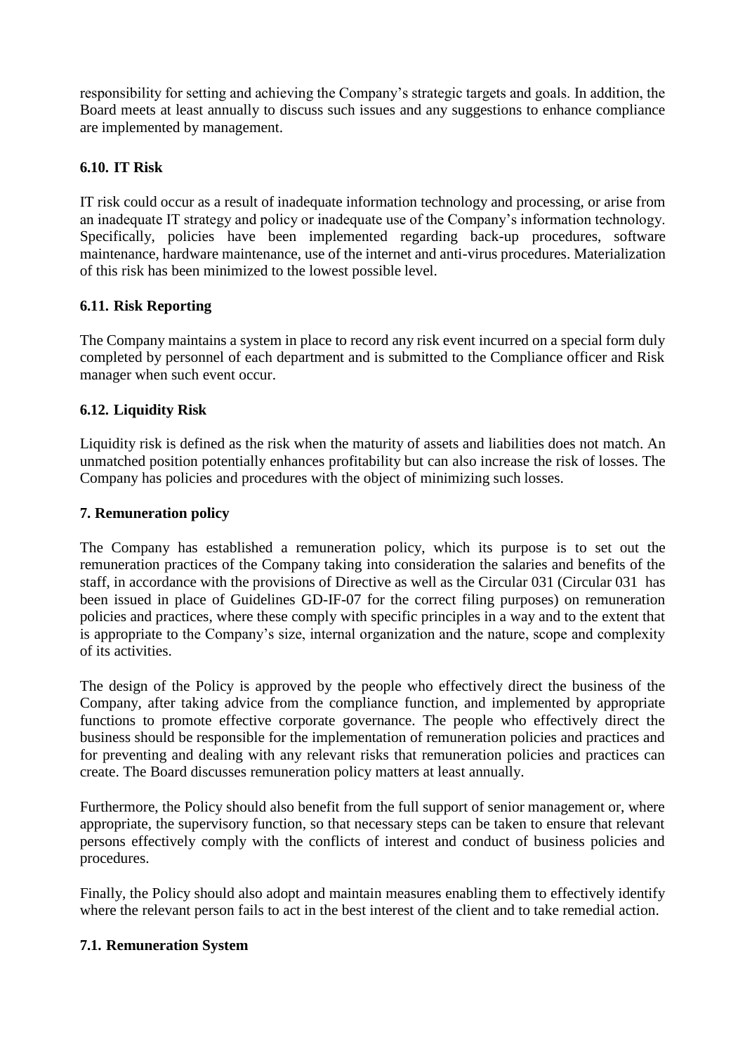responsibility for setting and achieving the Company's strategic targets and goals. In addition, the Board meets at least annually to discuss such issues and any suggestions to enhance compliance are implemented by management.

### 6.10. IT Risk

IT risk could occur as a result of inadequate information technology and processing, or arise from an inadequate IT strategy and policy or inadequate use of the Company's information technology. Specifically, policies have been implemented regarding back-up procedures, software maintenance, hardware maintenance, use of the internet and anti-virus procedures. Materialization of this risk has been minimized to the lowest possible level.

### 6.11. Risk Reporting

The Company maintains a system in place to record any risk event incurred on a special form duly completed by personnel of each department and is submitted to the Compliance officer and Risk manager when such event occur.

### 6.12. Liquidity Risk

Liquidity risk is defined as the risk when the maturity of assets and liabilities does not match. An unmatched position potentially enhances profitability but can also increase the risk of losses. The Company has policies and procedures with the object of minimizing such losses.

## 7. Remuneration policy

The Company has established a remuneration policy, which its purpose is to set out the remuneration practices of the Company taking into consideration the salaries and benefits of the staff, in accordance with the provisions of Directive as well as the Circular 031 (Circular 031 has been issued in place of Guidelines GD-IF-07 for the correct filing purposes) on remuneration policies and practices, where these comply with specific principles in a way and to the extent that is appropriate to the Company's size, internal organization and the nature, scope and complexity of its activities.

The design of the Policy is approved by the people who effectively direct the business of the Company, after taking advice from the compliance function, and implemented by appropriate functions to promote effective corporate governance. The people who effectively direct the business should be responsible for the implementation of remuneration policies and practices and for preventing and dealing with any relevant risks that remuneration policies and practices can create. The Board discusses remuneration policy matters at least annually.

Furthermore, the Policy should also benefit from the full support of senior management or, where appropriate, the supervisory function, so that necessary steps can be taken to ensure that relevant persons effectively comply with the conflicts of interest and conduct of business policies and procedures.

Finally, the Policy should also adopt and maintain measures enabling them to effectively identify where the relevant person fails to act in the best interest of the client and to take remedial action.

### 7.1. Remuneration System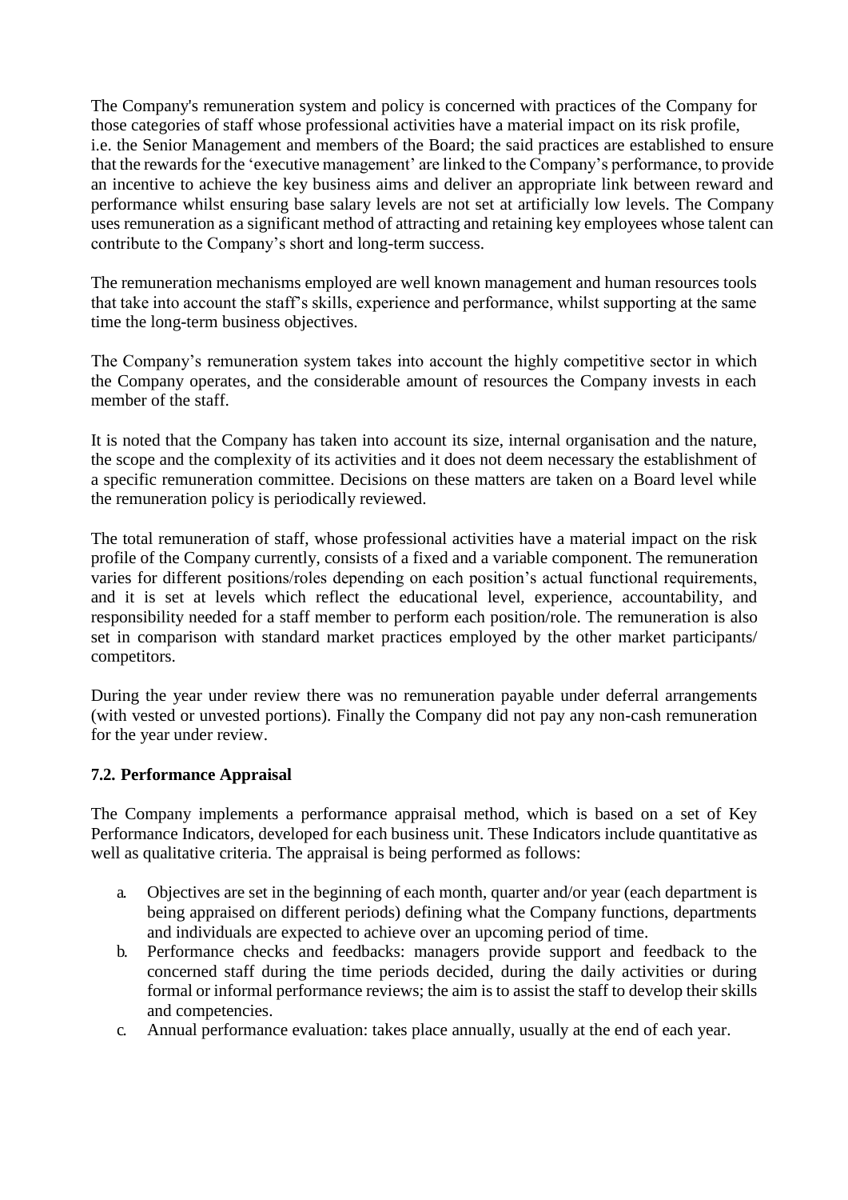The Company's remuneration system and policy is concerned with practices of the Company for those categories of staff whose professional activities have a material impact on its risk profile, i.e. the Senior Management and members of the Board; the said practices are established to ensure that the rewards for the 'executive management' are linked to the Company's performance, to provide an incentive to achieve the key business aims and deliver an appropriate link between reward and performance whilst ensuring base salary levels are not set at artificially low levels. The Company uses remuneration as a significant method of attracting and retaining key employees whose talent can contribute to the Company's short and long-term success.

The remuneration mechanisms employed are well known management and human resources tools that take into account the staff's skills, experience and performance, whilst supporting at the same time the long-term business objectives.

The Company's remuneration system takes into account the highly competitive sector in which the Company operates, and the considerable amount of resources the Company invests in each member of the staff.

It is noted that the Company has taken into account its size, internal organisation and the nature, the scope and the complexity of its activities and it does not deem necessary the establishment of a specific remuneration committee. Decisions on these matters are taken on a Board level while the remuneration policy is periodically reviewed.

The total remuneration of staff, whose professional activities have a material impact on the risk profile of the Company currently, consists of a fixed and a variable component. The remuneration varies for different positions/roles depending on each position's actual functional requirements, and it is set at levels which reflect the educational level, experience, accountability, and responsibility needed for a staff member to perform each position/role. The remuneration is also set in comparison with standard market practices employed by the other market participants/ competitors.

During the year under review there was no remuneration payable under deferral arrangements (with vested or unvested portions). Finally the Company did not pay any non-cash remuneration for the year under review.

### 7.2. Performance Appraisal

The Company implements a performance appraisal method, which is based on a set of Key Performance Indicators, developed for each business unit. These Indicators include quantitative as well as qualitative criteria. The appraisal is being performed as follows:

a. Objectives are set in the beginning of each month, quarter and/or year (each department is being appraised on different periods) defining what the Company functions, departments and individuals are expected to achieve over an upcoming period of time.
b. Performance checks and feedbacks: managers provide support and feedback to the concerned staff during the time periods decided, during the daily activities or during formal or informal performance reviews; the aim is to assist the staff to develop their skills and competencies.
c. Annual performance evaluation: takes place annually, usually at the end of each year.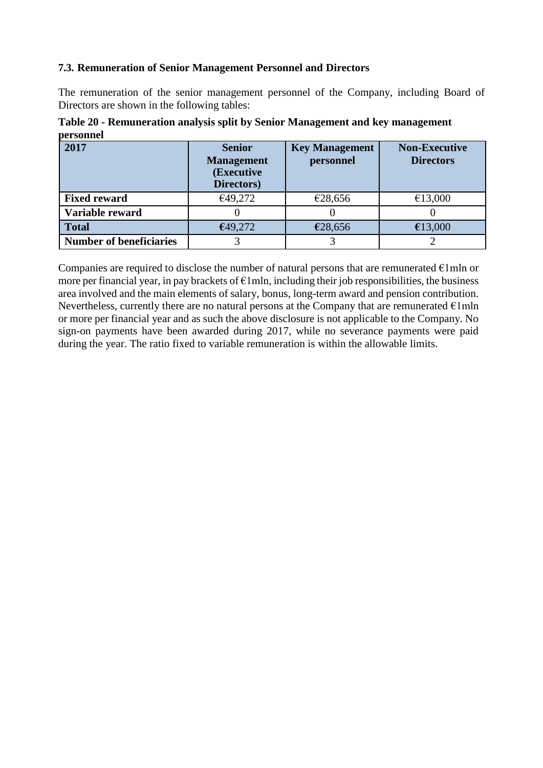### 7.3. Remuneration of Senior Management Personnel and Directors

The remuneration of the senior management personnel of the Company, including Board of Directors are shown in the following tables:

**Table 20 - Remuneration analysis split by Senior Management and key management personnel**

| 2017 | Senior Management (Executive Directors) | Key Management personnel | Non-Executive Directors |
|---|---|---|---|
| **Fixed reward** | €49,272 | €28,656 | €13,000 |
| **Variable reward** | 0 | 0 | 0 |
| **Total** | €49,272 | €28,656 | €13,000 |
| **Number of beneficiaries** | 3 | 3 | 2 |

Companies are required to disclose the number of natural persons that are remunerated €1mln or more per financial year, in pay brackets of €1mln, including their job responsibilities, the business area involved and the main elements of salary, bonus, long-term award and pension contribution. Nevertheless, currently there are no natural persons at the Company that are remunerated €1mln or more per financial year and as such the above disclosure is not applicable to the Company. No sign-on payments have been awarded during 2017, while no severance payments were paid during the year. The ratio fixed to variable remuneration is within the allowable limits.